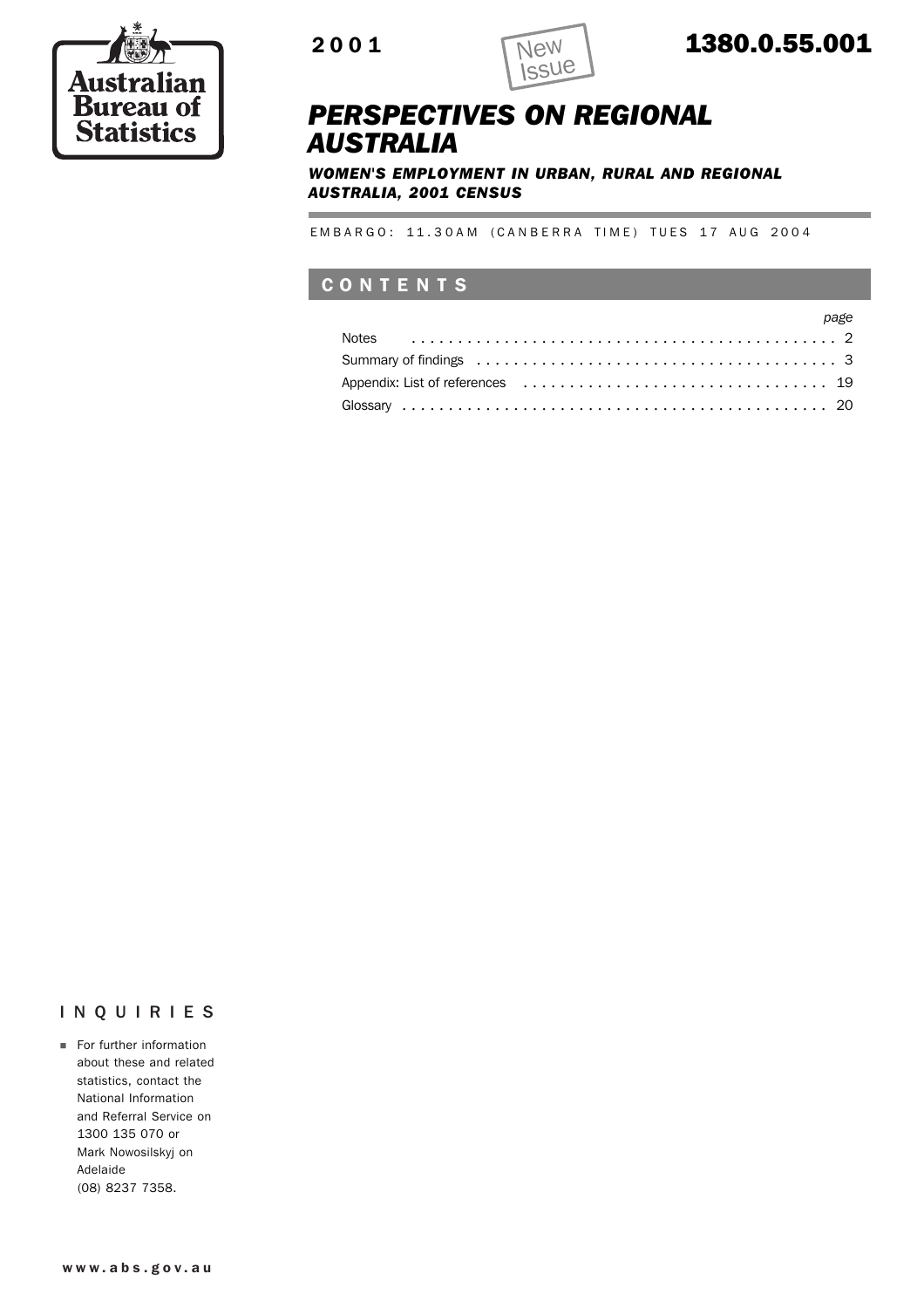Australian Bureau of Statistics

2001 New Issue **1380.0.55.001**

# *PERSPECTIVES ON REGIONAL AUSTRALIA*

### *WOMEN'S EMPLOYMENT IN URBAN, RURAL AND REGIONAL AUSTRALIA, 2001 CENSUS*

EMBARGO: 11.30AM (CANBERRA TIME) TUES 17 AUG 2004

## CONTENTS

| | *page* |
|---|---|
| Notes | 2 |
| Summary of findings | 3 |
| Appendix: List of references | 19 |
| Glossary | 20 |

## INQUIRIES

- For further information about these and related statistics, contact the National Information and Referral Service on 1300 135 070 or Mark Nowosilskyj on Adelaide (08) 8237 7358.

www.abs.gov.au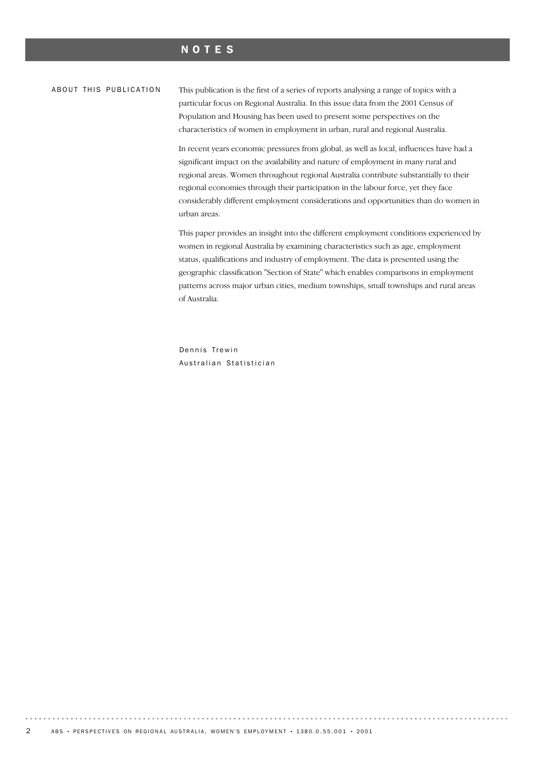# NOTES

## ABOUT THIS PUBLICATION

This publication is the first of a series of reports analysing a range of topics with a particular focus on Regional Australia. In this issue data from the 2001 Census of Population and Housing has been used to present some perspectives on the characteristics of women in employment in urban, rural and regional Australia.

In recent years economic pressures from global, as well as local, influences have had a significant impact on the availability and nature of employment in many rural and regional areas. Women throughout regional Australia contribute substantially to their regional economies through their participation in the labour force, yet they face considerably different employment considerations and opportunities than do women in urban areas.

This paper provides an insight into the different employment conditions experienced by women in regional Australia by examining characteristics such as age, employment status, qualifications and industry of employment. The data is presented using the geographic classification "Section of State" which enables comparisons in employment patterns across major urban cities, medium townships, small townships and rural areas of Australia.

Dennis Trewin
Australian Statistician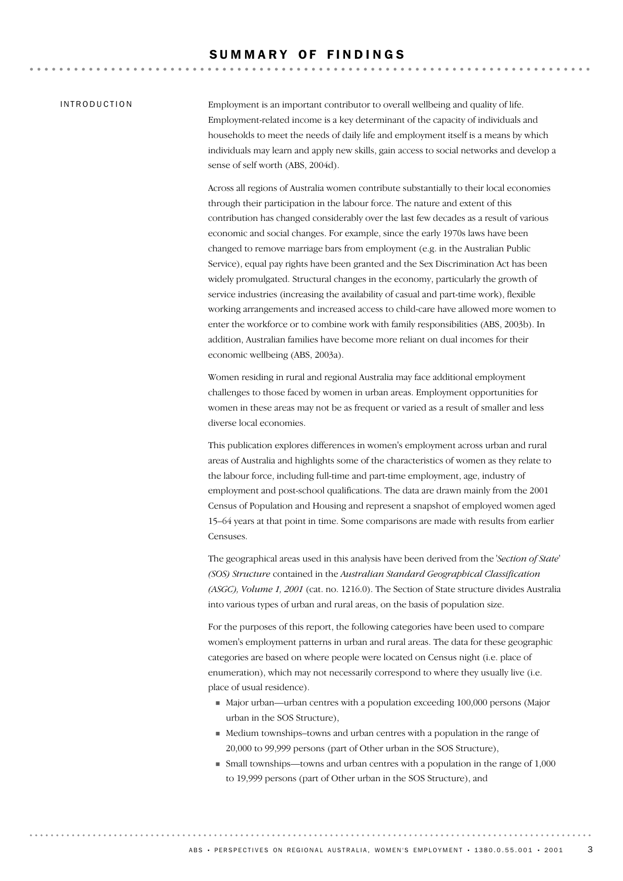# SUMMARY OF FINDINGS

## INTRODUCTION

Employment is an important contributor to overall wellbeing and quality of life. Employment-related income is a key determinant of the capacity of individuals and households to meet the needs of daily life and employment itself is a means by which individuals may learn and apply new skills, gain access to social networks and develop a sense of self worth (ABS, 2004d).

Across all regions of Australia women contribute substantially to their local economies through their participation in the labour force. The nature and extent of this contribution has changed considerably over the last few decades as a result of various economic and social changes. For example, since the early 1970s laws have been changed to remove marriage bars from employment (e.g. in the Australian Public Service), equal pay rights have been granted and the Sex Discrimination Act has been widely promulgated. Structural changes in the economy, particularly the growth of service industries (increasing the availability of casual and part-time work), flexible working arrangements and increased access to child-care have allowed more women to enter the workforce or to combine work with family responsibilities (ABS, 2003b). In addition, Australian families have become more reliant on dual incomes for their economic wellbeing (ABS, 2003a).

Women residing in rural and regional Australia may face additional employment challenges to those faced by women in urban areas. Employment opportunities for women in these areas may not be as frequent or varied as a result of smaller and less diverse local economies.

This publication explores differences in women's employment across urban and rural areas of Australia and highlights some of the characteristics of women as they relate to the labour force, including full-time and part-time employment, age, industry of employment and post-school qualifications. The data are drawn mainly from the 2001 Census of Population and Housing and represent a snapshot of employed women aged 15–64 years at that point in time. Some comparisons are made with results from earlier Censuses.

The geographical areas used in this analysis have been derived from the '*Section of State*' *(SOS) Structure* contained in the *Australian Standard Geographical Classification (ASGC), Volume 1, 2001* (cat. no. 1216.0). The Section of State structure divides Australia into various types of urban and rural areas, on the basis of population size.

For the purposes of this report, the following categories have been used to compare women's employment patterns in urban and rural areas. The data for these geographic categories are based on where people were located on Census night (i.e. place of enumeration), which may not necessarily correspond to where they usually live (i.e. place of usual residence).

- Major urban—urban centres with a population exceeding 100,000 persons (Major urban in the SOS Structure),
- Medium townships–towns and urban centres with a population in the range of 20,000 to 99,999 persons (part of Other urban in the SOS Structure),
- Small townships—towns and urban centres with a population in the range of 1,000 to 19,999 persons (part of Other urban in the SOS Structure), and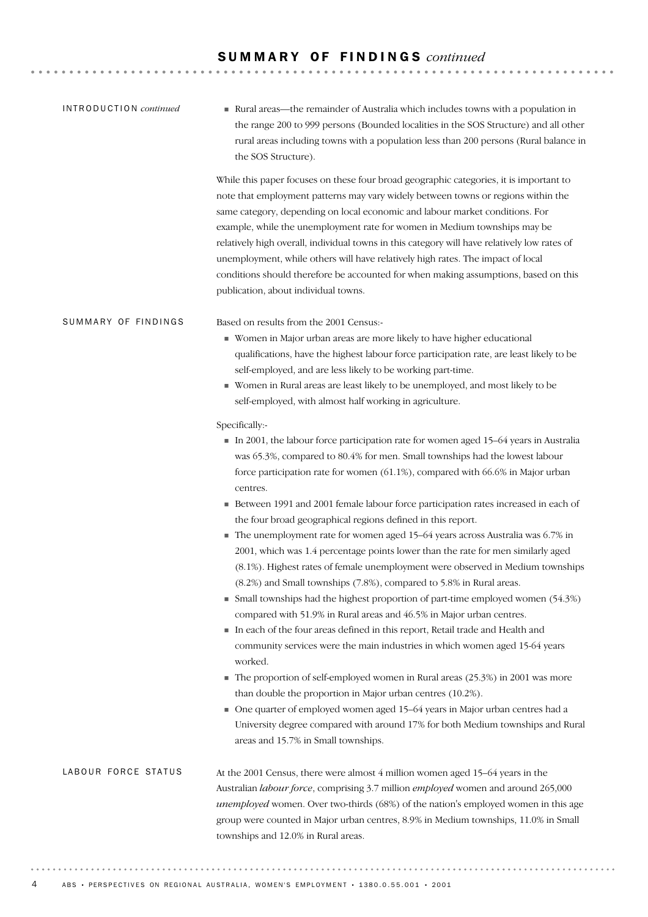# SUMMARY OF FINDINGS *continued*

**INTRODUCTION** *continued*

- Rural areas—the remainder of Australia which includes towns with a population in the range 200 to 999 persons (Bounded localities in the SOS Structure) and all other rural areas including towns with a population less than 200 persons (Rural balance in the SOS Structure).

While this paper focuses on these four broad geographic categories, it is important to note that employment patterns may vary widely between towns or regions within the same category, depending on local economic and labour market conditions. For example, while the unemployment rate for women in Medium townships may be relatively high overall, individual towns in this category will have relatively low rates of unemployment, while others will have relatively high rates. The impact of local conditions should therefore be accounted for when making assumptions, based on this publication, about individual towns.

## SUMMARY OF FINDINGS

Based on results from the 2001 Census:-

- Women in Major urban areas are more likely to have higher educational qualifications, have the highest labour force participation rate, are least likely to be self-employed, and are less likely to be working part-time.
- Women in Rural areas are least likely to be unemployed, and most likely to be self-employed, with almost half working in agriculture.

Specifically:-

- In 2001, the labour force participation rate for women aged 15–64 years in Australia was 65.3%, compared to 80.4% for men. Small townships had the lowest labour force participation rate for women (61.1%), compared with 66.6% in Major urban centres.
- Between 1991 and 2001 female labour force participation rates increased in each of the four broad geographical regions defined in this report.
- The unemployment rate for women aged 15–64 years across Australia was 6.7% in 2001, which was 1.4 percentage points lower than the rate for men similarly aged (8.1%). Highest rates of female unemployment were observed in Medium townships (8.2%) and Small townships (7.8%), compared to 5.8% in Rural areas.
- Small townships had the highest proportion of part-time employed women (54.3%) compared with 51.9% in Rural areas and 46.5% in Major urban centres.
- In each of the four areas defined in this report, Retail trade and Health and community services were the main industries in which women aged 15-64 years worked.
- The proportion of self-employed women in Rural areas (25.3%) in 2001 was more than double the proportion in Major urban centres (10.2%).
- One quarter of employed women aged 15–64 years in Major urban centres had a University degree compared with around 17% for both Medium townships and Rural areas and 15.7% in Small townships.

## LABOUR FORCE STATUS

At the 2001 Census, there were almost 4 million women aged 15–64 years in the Australian *labour force*, comprising 3.7 million *employed* women and around 265,000 *unemployed* women. Over two-thirds (68%) of the nation's employed women in this age group were counted in Major urban centres, 8.9% in Medium townships, 11.0% in Small townships and 12.0% in Rural areas.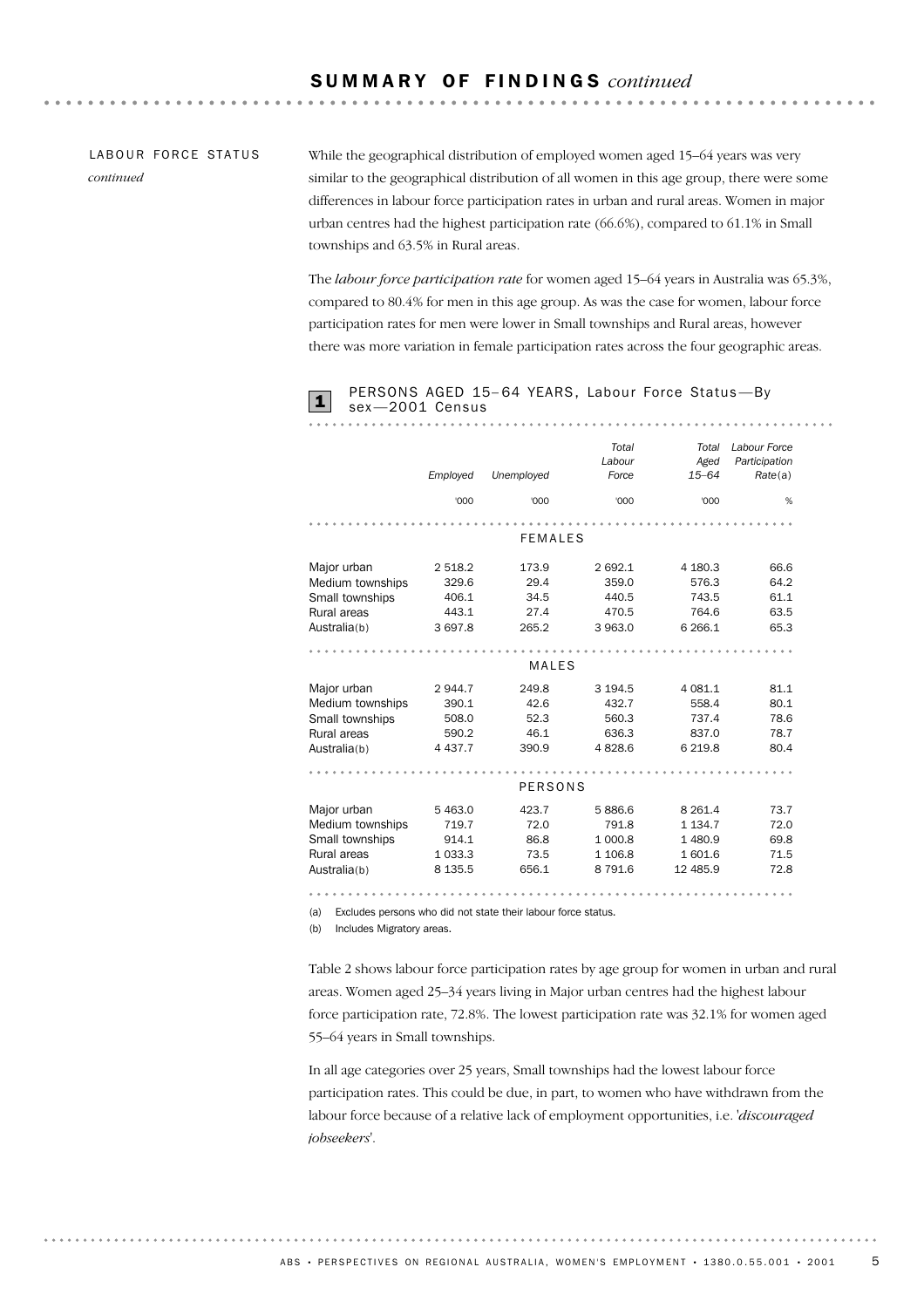## SUMMARY OF FINDINGS *continued*

LABOUR FORCE STATUS *continued*

While the geographical distribution of employed women aged 15–64 years was very similar to the geographical distribution of all women in this age group, there were some differences in labour force participation rates in urban and rural areas. Women in major urban centres had the highest participation rate (66.6%), compared to 61.1% in Small townships and 63.5% in Rural areas.

The *labour force participation rate* for women aged 15–64 years in Australia was 65.3%, compared to 80.4% for men in this age group. As was the case for women, labour force participation rates for men were lower in Small townships and Rural areas, however there was more variation in female participation rates across the four geographic areas.

**1 PERSONS AGED 15–64 YEARS, Labour Force Status—By sex—2001 Census**

| | *Employed* | *Unemployed* | *Total Labour Force* | *Total Aged 15–64* | *Labour Force Participation Rate*(a) |
|---|---|---|---|---|---|
| | '000 | '000 | '000 | '000 | % |
| **FEMALES** | | | | | |
| Major urban | 2 518.2 | 173.9 | 2 692.1 | 4 180.3 | 66.6 |
| Medium townships | 329.6 | 29.4 | 359.0 | 576.3 | 64.2 |
| Small townships | 406.1 | 34.5 | 440.5 | 743.5 | 61.1 |
| Rural areas | 443.1 | 27.4 | 470.5 | 764.6 | 63.5 |
| Australia(b) | 3 697.8 | 265.2 | 3 963.0 | 6 266.1 | 65.3 |
| **MALES** | | | | | |
| Major urban | 2 944.7 | 249.8 | 3 194.5 | 4 081.1 | 81.1 |
| Medium townships | 390.1 | 42.6 | 432.7 | 558.4 | 80.1 |
| Small townships | 508.0 | 52.3 | 560.3 | 737.4 | 78.6 |
| Rural areas | 590.2 | 46.1 | 636.3 | 837.0 | 78.7 |
| Australia(b) | 4 437.7 | 390.9 | 4 828.6 | 6 219.8 | 80.4 |
| **PERSONS** | | | | | |
| Major urban | 5 463.0 | 423.7 | 5 886.6 | 8 261.4 | 73.7 |
| Medium townships | 719.7 | 72.0 | 791.8 | 1 134.7 | 72.0 |
| Small townships | 914.1 | 86.8 | 1 000.8 | 1 480.9 | 69.8 |
| Rural areas | 1 033.3 | 73.5 | 1 106.8 | 1 601.6 | 71.5 |
| Australia(b) | 8 135.5 | 656.1 | 8 791.6 | 12 485.9 | 72.8 |

(a) Excludes persons who did not state their labour force status.
(b) Includes Migratory areas.

Table 2 shows labour force participation rates by age group for women in urban and rural areas. Women aged 25–34 years living in Major urban centres had the highest labour force participation rate, 72.8%. The lowest participation rate was 32.1% for women aged 55–64 years in Small townships.

In all age categories over 25 years, Small townships had the lowest labour force participation rates. This could be due, in part, to women who have withdrawn from the labour force because of a relative lack of employment opportunities, i.e. '*discouraged jobseekers*'.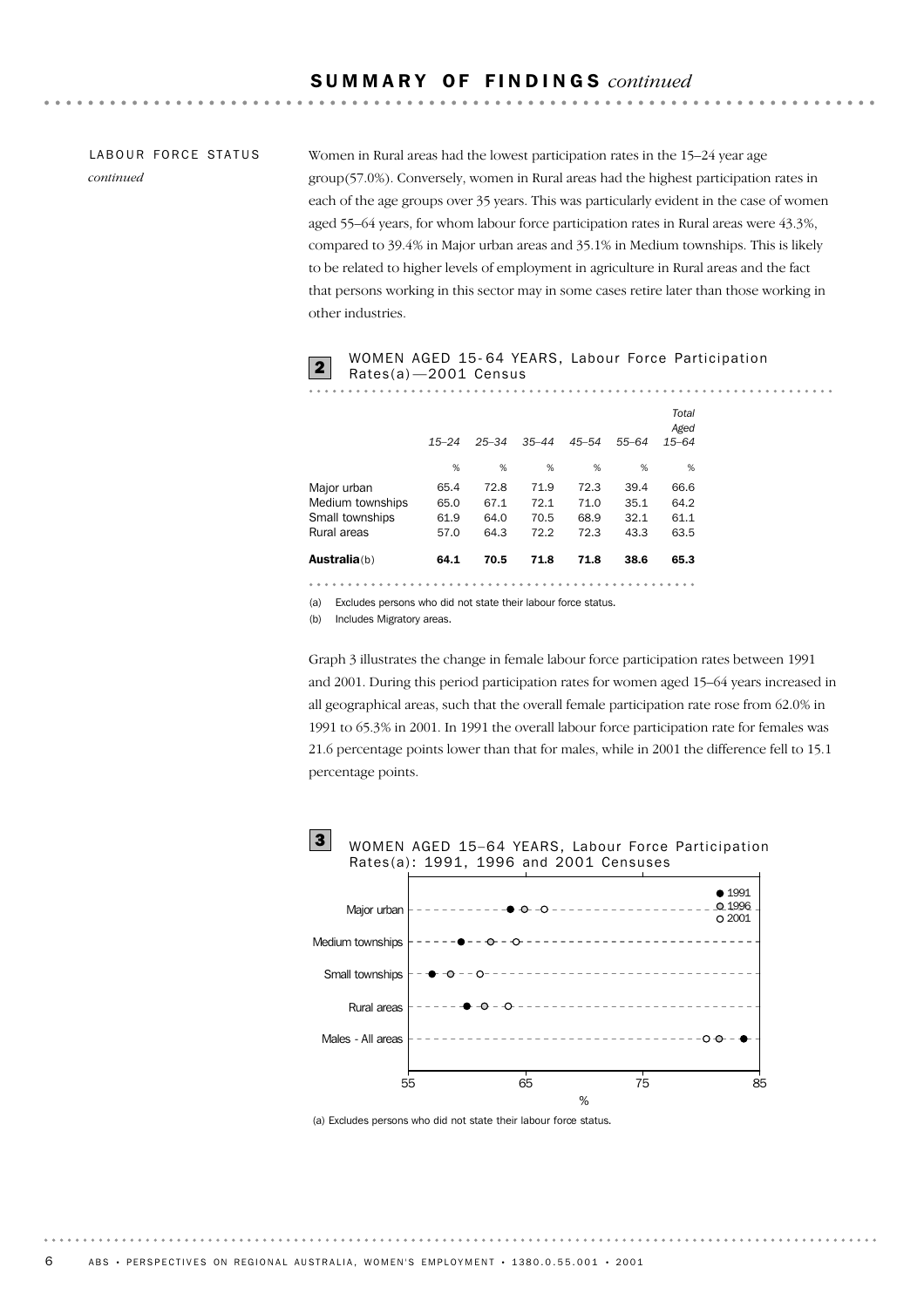## SUMMARY OF FINDINGS *continued*

LABOUR FORCE STATUS *continued*

Women in Rural areas had the lowest participation rates in the 15–24 year age group(57.0%). Conversely, women in Rural areas had the highest participation rates in each of the age groups over 35 years. This was particularly evident in the case of women aged 55–64 years, for whom labour force participation rates in Rural areas were 43.3%, compared to 39.4% in Major urban areas and 35.1% in Medium townships. This is likely to be related to higher levels of employment in agriculture in Rural areas and the fact that persons working in this sector may in some cases retire later than those working in other industries.

**2** WOMEN AGED 15-64 YEARS, Labour Force Participation Rates(a)—2001 Census

| | *15–24* | *25–34* | *35–44* | *45–54* | *55–64* | *Total Aged 15–64* |
|---|---|---|---|---|---|---|
| | % | % | % | % | % | % |
| Major urban | 65.4 | 72.8 | 71.9 | 72.3 | 39.4 | 66.6 |
| Medium townships | 65.0 | 67.1 | 72.1 | 71.0 | 35.1 | 64.2 |
| Small townships | 61.9 | 64.0 | 70.5 | 68.9 | 32.1 | 61.1 |
| Rural areas | 57.0 | 64.3 | 72.2 | 72.3 | 43.3 | 63.5 |
| **Australia**(b) | **64.1** | **70.5** | **71.8** | **71.8** | **38.6** | **65.3** |

(a) Excludes persons who did not state their labour force status.

(b) Includes Migratory areas.

Graph 3 illustrates the change in female labour force participation rates between 1991 and 2001. During this period participation rates for women aged 15–64 years increased in all geographical areas, such that the overall female participation rate rose from 62.0% in 1991 to 65.3% in 2001. In 1991 the overall labour force participation rate for females was 21.6 percentage points lower than that for males, while in 2001 the difference fell to 15.1 percentage points.

**3** WOMEN AGED 15–64 YEARS, Labour Force Participation Rates(a): 1991, 1996 and 2001 Censuses

(a) Excludes persons who did not state their labour force status.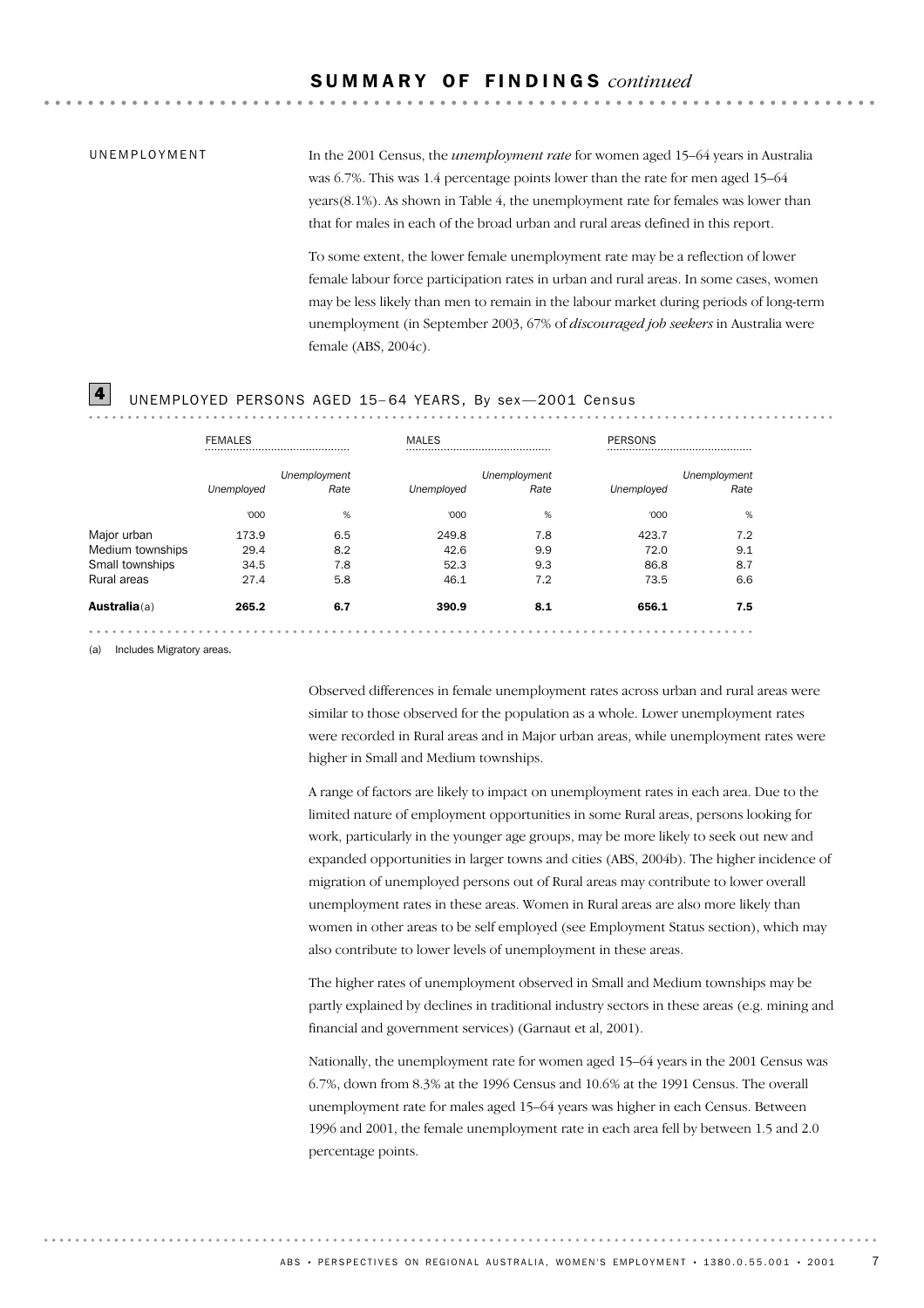## SUMMARY OF FINDINGS *continued*

### UNEMPLOYMENT

In the 2001 Census, the *unemployment rate* for women aged 15–64 years in Australia was 6.7%. This was 1.4 percentage points lower than the rate for men aged 15–64 years(8.1%). As shown in Table 4, the unemployment rate for females was lower than that for males in each of the broad urban and rural areas defined in this report.

To some extent, the lower female unemployment rate may be a reflection of lower female labour force participation rates in urban and rural areas. In some cases, women may be less likely than men to remain in the labour market during periods of long-term unemployment (in September 2003, 67% of *discouraged job seekers* in Australia were female (ABS, 2004c).

**4** UNEMPLOYED PERSONS AGED 15–64 YEARS, By sex—2001 Census

| | FEMALES | | MALES | | PERSONS | |
|---|---|---|---|---|---|---|
| | *Unemployed* | *Unemployment Rate* | *Unemployed* | *Unemployment Rate* | *Unemployed* | *Unemployment Rate* |
| | '000 | % | '000 | % | '000 | % |
| Major urban | 173.9 | 6.5 | 249.8 | 7.8 | 423.7 | 7.2 |
| Medium townships | 29.4 | 8.2 | 42.6 | 9.9 | 72.0 | 9.1 |
| Small townships | 34.5 | 7.8 | 52.3 | 9.3 | 86.8 | 8.7 |
| Rural areas | 27.4 | 5.8 | 46.1 | 7.2 | 73.5 | 6.6 |
| **Australia**(a) | **265.2** | **6.7** | **390.9** | **8.1** | **656.1** | **7.5** |

(a) Includes Migratory areas.

Observed differences in female unemployment rates across urban and rural areas were similar to those observed for the population as a whole. Lower unemployment rates were recorded in Rural areas and in Major urban areas, while unemployment rates were higher in Small and Medium townships.

A range of factors are likely to impact on unemployment rates in each area. Due to the limited nature of employment opportunities in some Rural areas, persons looking for work, particularly in the younger age groups, may be more likely to seek out new and expanded opportunities in larger towns and cities (ABS, 2004b). The higher incidence of migration of unemployed persons out of Rural areas may contribute to lower overall unemployment rates in these areas. Women in Rural areas are also more likely than women in other areas to be self employed (see Employment Status section), which may also contribute to lower levels of unemployment in these areas.

The higher rates of unemployment observed in Small and Medium townships may be partly explained by declines in traditional industry sectors in these areas (e.g. mining and financial and government services) (Garnaut et al, 2001).

Nationally, the unemployment rate for women aged 15–64 years in the 2001 Census was 6.7%, down from 8.3% at the 1996 Census and 10.6% at the 1991 Census. The overall unemployment rate for males aged 15–64 years was higher in each Census. Between 1996 and 2001, the female unemployment rate in each area fell by between 1.5 and 2.0 percentage points.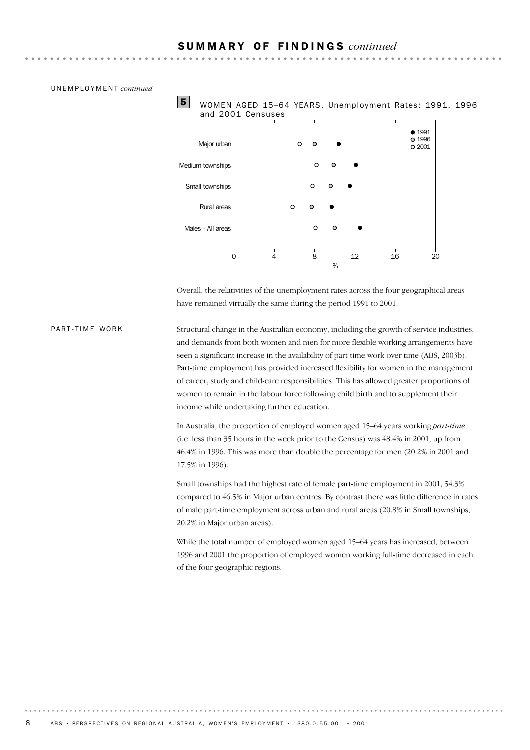## SUMMARY OF FINDINGS *continued*

UNEMPLOYMENT *continued*

**5** WOMEN AGED 15–64 YEARS, Unemployment Rates: 1991, 1996 and 2001 Censuses

Overall, the relativities of the unemployment rates across the four geographical areas have remained virtually the same during the period 1991 to 2001.

### PART-TIME WORK

Structural change in the Australian economy, including the growth of service industries, and demands from both women and men for more flexible working arrangements have seen a significant increase in the availability of part-time work over time (ABS, 2003b). Part-time employment has provided increased flexibility for women in the management of career, study and child-care responsibilities. This has allowed greater proportions of women to remain in the labour force following child birth and to supplement their income while undertaking further education.

In Australia, the proportion of employed women aged 15–64 years working *part-time* (i.e. less than 35 hours in the week prior to the Census) was 48.4% in 2001, up from 46.4% in 1996. This was more than double the percentage for men (20.2% in 2001 and 17.5% in 1996).

Small townships had the highest rate of female part-time employment in 2001, 54.3% compared to 46.5% in Major urban centres. By contrast there was little difference in rates of male part-time employment across urban and rural areas (20.8% in Small townships, 20.2% in Major urban areas).

While the total number of employed women aged 15–64 years has increased, between 1996 and 2001 the proportion of employed women working full-time decreased in each of the four geographic regions.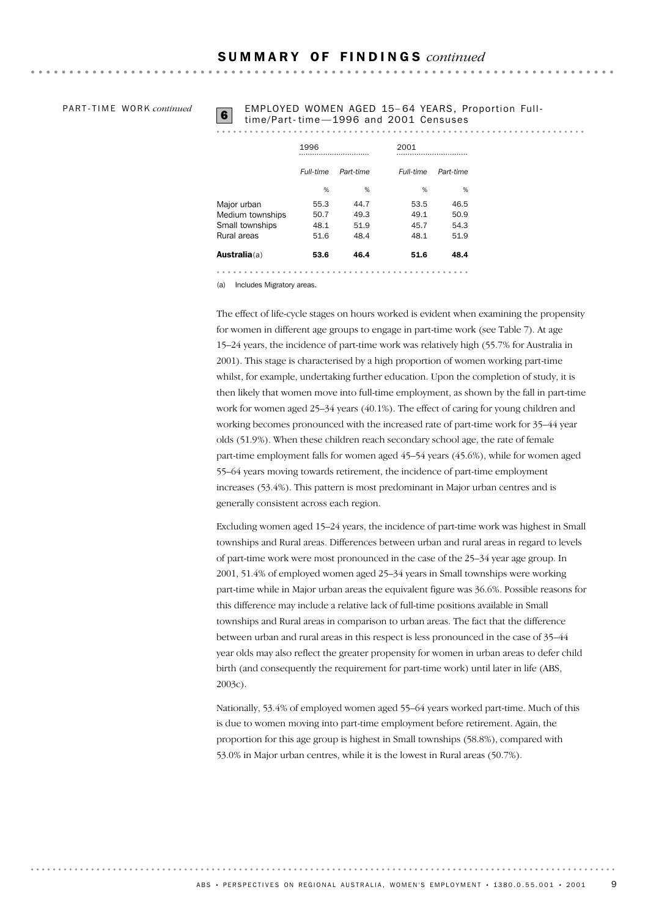PART-TIME WORK *continued*

**6** EMPLOYED WOMEN AGED 15–64 YEARS, Proportion Full-time/Part-time—1996 and 2001 Censuses

| | 1996 | | 2001 | |
|---|---|---|---|---|
| | *Full-time* | *Part-time* | *Full-time* | *Part-time* |
| | % | % | % | % |
| Major urban | 55.3 | 44.7 | 53.5 | 46.5 |
| Medium townships | 50.7 | 49.3 | 49.1 | 50.9 |
| Small townships | 48.1 | 51.9 | 45.7 | 54.3 |
| Rural areas | 51.6 | 48.4 | 48.1 | 51.9 |
| **Australia**(a) | **53.6** | **46.4** | **51.6** | **48.4** |

(a) Includes Migratory areas.

The effect of life-cycle stages on hours worked is evident when examining the propensity for women in different age groups to engage in part-time work (see Table 7). At age 15–24 years, the incidence of part-time work was relatively high (55.7% for Australia in 2001). This stage is characterised by a high proportion of women working part-time whilst, for example, undertaking further education. Upon the completion of study, it is then likely that women move into full-time employment, as shown by the fall in part-time work for women aged 25–34 years (40.1%). The effect of caring for young children and working becomes pronounced with the increased rate of part-time work for 35–44 year olds (51.9%). When these children reach secondary school age, the rate of female part-time employment falls for women aged 45–54 years (45.6%), while for women aged 55–64 years moving towards retirement, the incidence of part-time employment increases (53.4%). This pattern is most predominant in Major urban centres and is generally consistent across each region.

Excluding women aged 15–24 years, the incidence of part-time work was highest in Small townships and Rural areas. Differences between urban and rural areas in regard to levels of part-time work were most pronounced in the case of the 25–34 year age group. In 2001, 51.4% of employed women aged 25–34 years in Small townships were working part-time while in Major urban areas the equivalent figure was 36.6%. Possible reasons for this difference may include a relative lack of full-time positions available in Small townships and Rural areas in comparison to urban areas. The fact that the difference between urban and rural areas in this respect is less pronounced in the case of 35–44 year olds may also reflect the greater propensity for women in urban areas to defer child birth (and consequently the requirement for part-time work) until later in life (ABS, 2003c).

Nationally, 53.4% of employed women aged 55–64 years worked part-time. Much of this is due to women moving into part-time employment before retirement. Again, the proportion for this age group is highest in Small townships (58.8%), compared with 53.0% in Major urban centres, while it is the lowest in Rural areas (50.7%).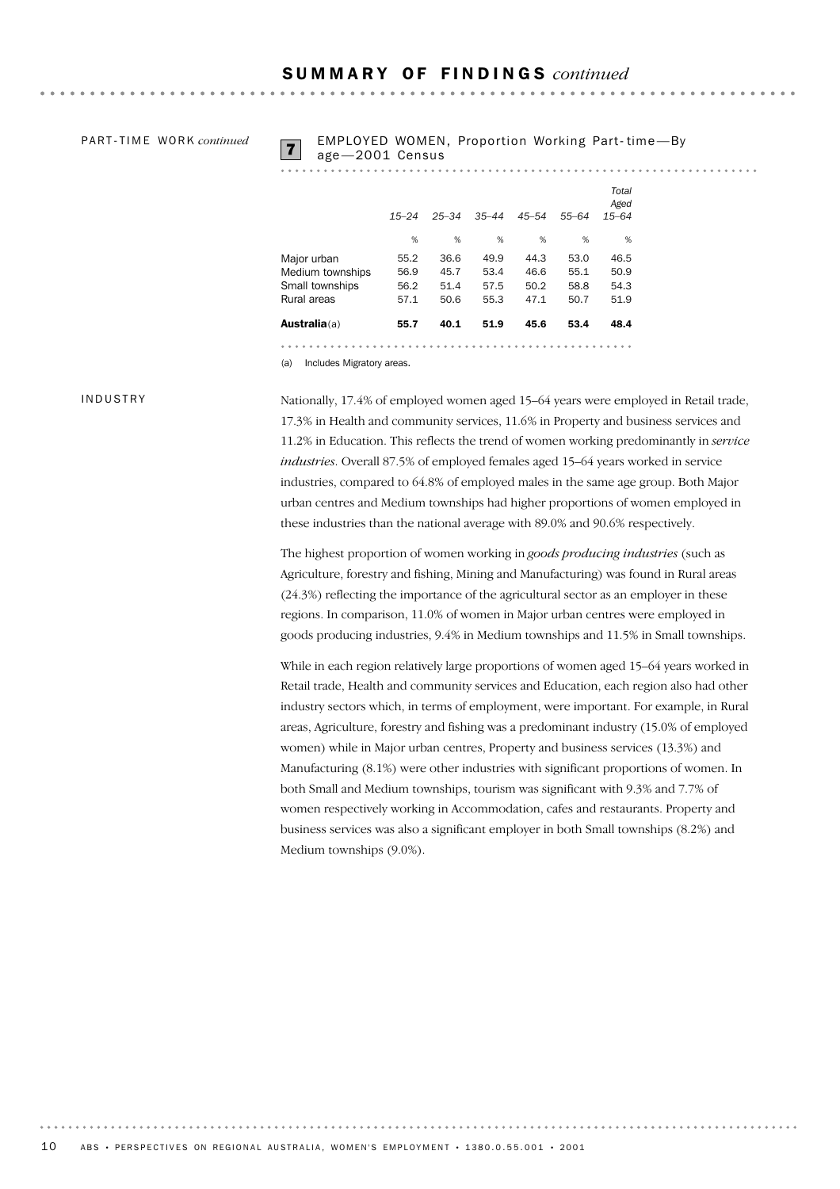## SUMMARY OF FINDINGS *continued*

PART-TIME WORK *continued*

**7** EMPLOYED WOMEN, Proportion Working Part-time—By age—2001 Census

| | 15–24 | 25–34 | 35–44 | 45–54 | 55–64 | Total Aged 15–64 |
|---|---|---|---|---|---|---|
| | % | % | % | % | % | % |
| Major urban | 55.2 | 36.6 | 49.9 | 44.3 | 53.0 | 46.5 |
| Medium townships | 56.9 | 45.7 | 53.4 | 46.6 | 55.1 | 50.9 |
| Small townships | 56.2 | 51.4 | 57.5 | 50.2 | 58.8 | 54.3 |
| Rural areas | 57.1 | 50.6 | 55.3 | 47.1 | 50.7 | 51.9 |
| **Australia**(a) | **55.7** | **40.1** | **51.9** | **45.6** | **53.4** | **48.4** |

(a) Includes Migratory areas.

INDUSTRY

Nationally, 17.4% of employed women aged 15–64 years were employed in Retail trade, 17.3% in Health and community services, 11.6% in Property and business services and 11.2% in Education. This reflects the trend of women working predominantly in *service industries*. Overall 87.5% of employed females aged 15–64 years worked in service industries, compared to 64.8% of employed males in the same age group. Both Major urban centres and Medium townships had higher proportions of women employed in these industries than the national average with 89.0% and 90.6% respectively.

The highest proportion of women working in *goods producing industries* (such as Agriculture, forestry and fishing, Mining and Manufacturing) was found in Rural areas (24.3%) reflecting the importance of the agricultural sector as an employer in these regions. In comparison, 11.0% of women in Major urban centres were employed in goods producing industries, 9.4% in Medium townships and 11.5% in Small townships.

While in each region relatively large proportions of women aged 15–64 years worked in Retail trade, Health and community services and Education, each region also had other industry sectors which, in terms of employment, were important. For example, in Rural areas, Agriculture, forestry and fishing was a predominant industry (15.0% of employed women) while in Major urban centres, Property and business services (13.3%) and Manufacturing (8.1%) were other industries with significant proportions of women. In both Small and Medium townships, tourism was significant with 9.3% and 7.7% of women respectively working in Accommodation, cafes and restaurants. Property and business services was also a significant employer in both Small townships (8.2%) and Medium townships (9.0%).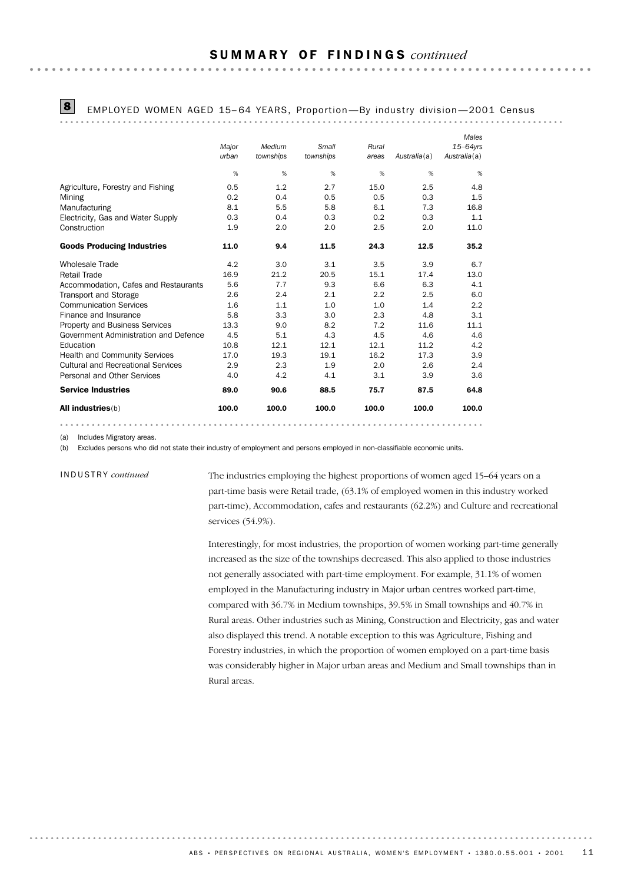## SUMMARY OF FINDINGS *continued*

### 8 EMPLOYED WOMEN AGED 15–64 YEARS, Proportion—By industry division—2001 Census

| | Major urban | Medium townships | Small townships | Rural areas | Australia(a) | Males 15–64yrs Australia(a) |
|---|---|---|---|---|---|---|
| | % | % | % | % | % | % |
| Agriculture, Forestry and Fishing | 0.5 | 1.2 | 2.7 | 15.0 | 2.5 | 4.8 |
| Mining | 0.2 | 0.4 | 0.5 | 0.5 | 0.3 | 1.5 |
| Manufacturing | 8.1 | 5.5 | 5.8 | 6.1 | 7.3 | 16.8 |
| Electricity, Gas and Water Supply | 0.3 | 0.4 | 0.3 | 0.2 | 0.3 | 1.1 |
| Construction | 1.9 | 2.0 | 2.0 | 2.5 | 2.0 | 11.0 |
| **Goods Producing Industries** | **11.0** | **9.4** | **11.5** | **24.3** | **12.5** | **35.2** |
| Wholesale Trade | 4.2 | 3.0 | 3.1 | 3.5 | 3.9 | 6.7 |
| Retail Trade | 16.9 | 21.2 | 20.5 | 15.1 | 17.4 | 13.0 |
| Accommodation, Cafes and Restaurants | 5.6 | 7.7 | 9.3 | 6.6 | 6.3 | 4.1 |
| Transport and Storage | 2.6 | 2.4 | 2.1 | 2.2 | 2.5 | 6.0 |
| Communication Services | 1.6 | 1.1 | 1.0 | 1.0 | 1.4 | 2.2 |
| Finance and Insurance | 5.8 | 3.3 | 3.0 | 2.3 | 4.8 | 3.1 |
| Property and Business Services | 13.3 | 9.0 | 8.2 | 7.2 | 11.6 | 11.1 |
| Government Administration and Defence | 4.5 | 5.1 | 4.3 | 4.5 | 4.6 | 4.6 |
| Education | 10.8 | 12.1 | 12.1 | 12.1 | 11.2 | 4.2 |
| Health and Community Services | 17.0 | 19.3 | 19.1 | 16.2 | 17.3 | 3.9 |
| Cultural and Recreational Services | 2.9 | 2.3 | 1.9 | 2.0 | 2.6 | 2.4 |
| Personal and Other Services | 4.0 | 4.2 | 4.1 | 3.1 | 3.9 | 3.6 |
| **Service Industries** | **89.0** | **90.6** | **88.5** | **75.7** | **87.5** | **64.8** |
| **All industries**(b) | **100.0** | **100.0** | **100.0** | **100.0** | **100.0** | **100.0** |

(a) Includes Migratory areas.

(b) Excludes persons who did not state their industry of employment and persons employed in non-classifiable economic units.

INDUSTRY *continued*

The industries employing the highest proportions of women aged 15–64 years on a part-time basis were Retail trade, (63.1% of employed women in this industry worked part-time), Accommodation, cafes and restaurants (62.2%) and Culture and recreational services (54.9%).

Interestingly, for most industries, the proportion of women working part-time generally increased as the size of the townships decreased. This also applied to those industries not generally associated with part-time employment. For example, 31.1% of women employed in the Manufacturing industry in Major urban centres worked part-time, compared with 36.7% in Medium townships, 39.5% in Small townships and 40.7% in Rural areas. Other industries such as Mining, Construction and Electricity, gas and water also displayed this trend. A notable exception to this was Agriculture, Fishing and Forestry industries, in which the proportion of women employed on a part-time basis was considerably higher in Major urban areas and Medium and Small townships than in Rural areas.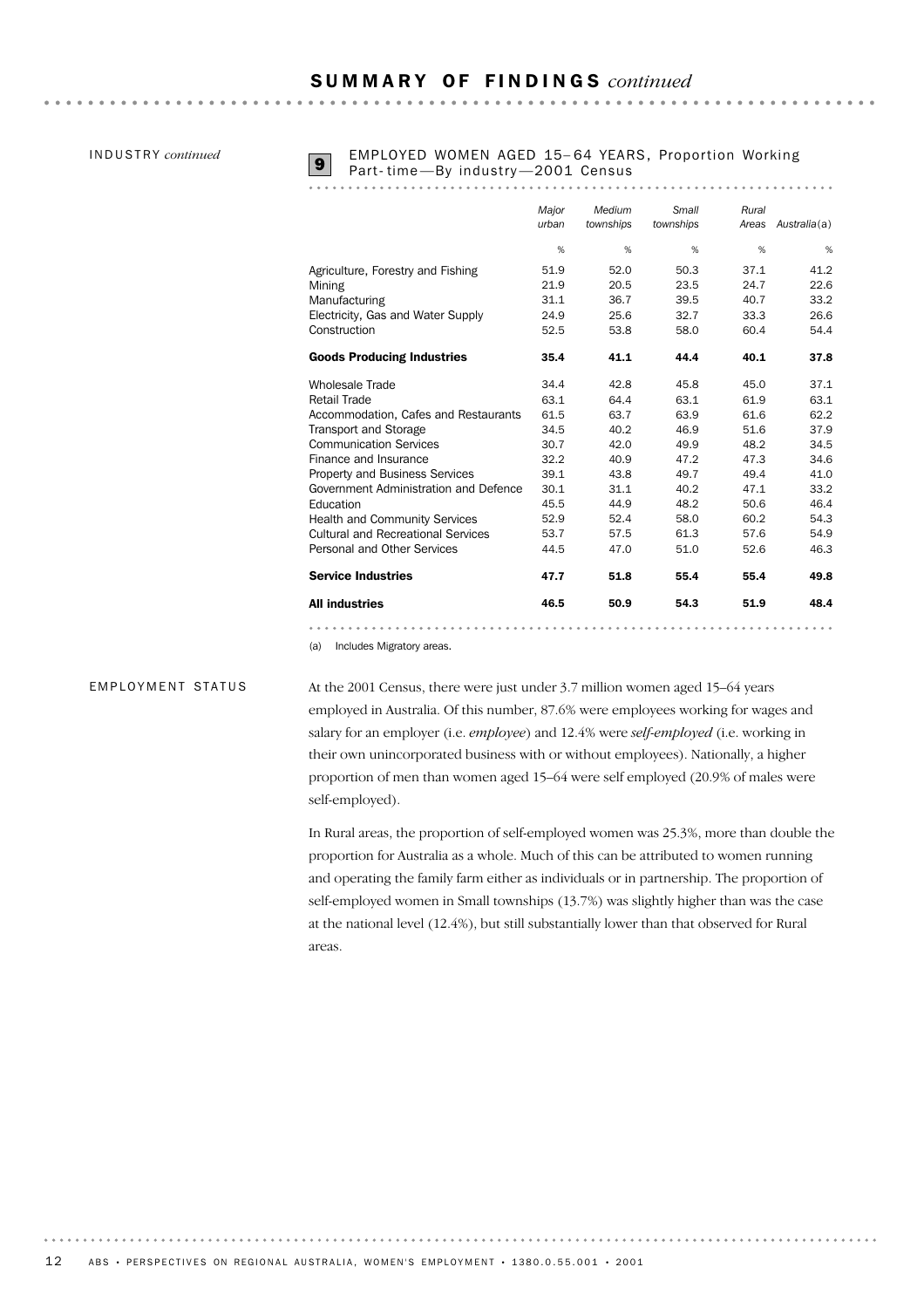## SUMMARY OF FINDINGS *continued*

INDUSTRY *continued*

**9** EMPLOYED WOMEN AGED 15–64 YEARS, Proportion Working Part-time—By industry—2001 Census

| | Major urban | Medium townships | Small townships | Rural Areas | Australia(a) |
|---|---|---|---|---|---|
| | % | % | % | % | % |
| Agriculture, Forestry and Fishing | 51.9 | 52.0 | 50.3 | 37.1 | 41.2 |
| Mining | 21.9 | 20.5 | 23.5 | 24.7 | 22.6 |
| Manufacturing | 31.1 | 36.7 | 39.5 | 40.7 | 33.2 |
| Electricity, Gas and Water Supply | 24.9 | 25.6 | 32.7 | 33.3 | 26.6 |
| Construction | 52.5 | 53.8 | 58.0 | 60.4 | 54.4 |
| **Goods Producing Industries** | **35.4** | **41.1** | **44.4** | **40.1** | **37.8** |
| Wholesale Trade | 34.4 | 42.8 | 45.8 | 45.0 | 37.1 |
| Retail Trade | 63.1 | 64.4 | 63.1 | 61.9 | 63.1 |
| Accommodation, Cafes and Restaurants | 61.5 | 63.7 | 63.9 | 61.6 | 62.2 |
| Transport and Storage | 34.5 | 40.2 | 46.9 | 51.6 | 37.9 |
| Communication Services | 30.7 | 42.0 | 49.9 | 48.2 | 34.5 |
| Finance and Insurance | 32.2 | 40.9 | 47.2 | 47.3 | 34.6 |
| Property and Business Services | 39.1 | 43.8 | 49.7 | 49.4 | 41.0 |
| Government Administration and Defence | 30.1 | 31.1 | 40.2 | 47.1 | 33.2 |
| Education | 45.5 | 44.9 | 48.2 | 50.6 | 46.4 |
| Health and Community Services | 52.9 | 52.4 | 58.0 | 60.2 | 54.3 |
| Cultural and Recreational Services | 53.7 | 57.5 | 61.3 | 57.6 | 54.9 |
| Personal and Other Services | 44.5 | 47.0 | 51.0 | 52.6 | 46.3 |
| **Service Industries** | **47.7** | **51.8** | **55.4** | **55.4** | **49.8** |
| **All industries** | **46.5** | **50.9** | **54.3** | **51.9** | **48.4** |

(a) Includes Migratory areas.

EMPLOYMENT STATUS

At the 2001 Census, there were just under 3.7 million women aged 15–64 years employed in Australia. Of this number, 87.6% were employees working for wages and salary for an employer (i.e. *employee*) and 12.4% were *self-employed* (i.e. working in their own unincorporated business with or without employees). Nationally, a higher proportion of men than women aged 15–64 were self employed (20.9% of males were self-employed).

In Rural areas, the proportion of self-employed women was 25.3%, more than double the proportion for Australia as a whole. Much of this can be attributed to women running and operating the family farm either as individuals or in partnership. The proportion of self-employed women in Small townships (13.7%) was slightly higher than was the case at the national level (12.4%), but still substantially lower than that observed for Rural areas.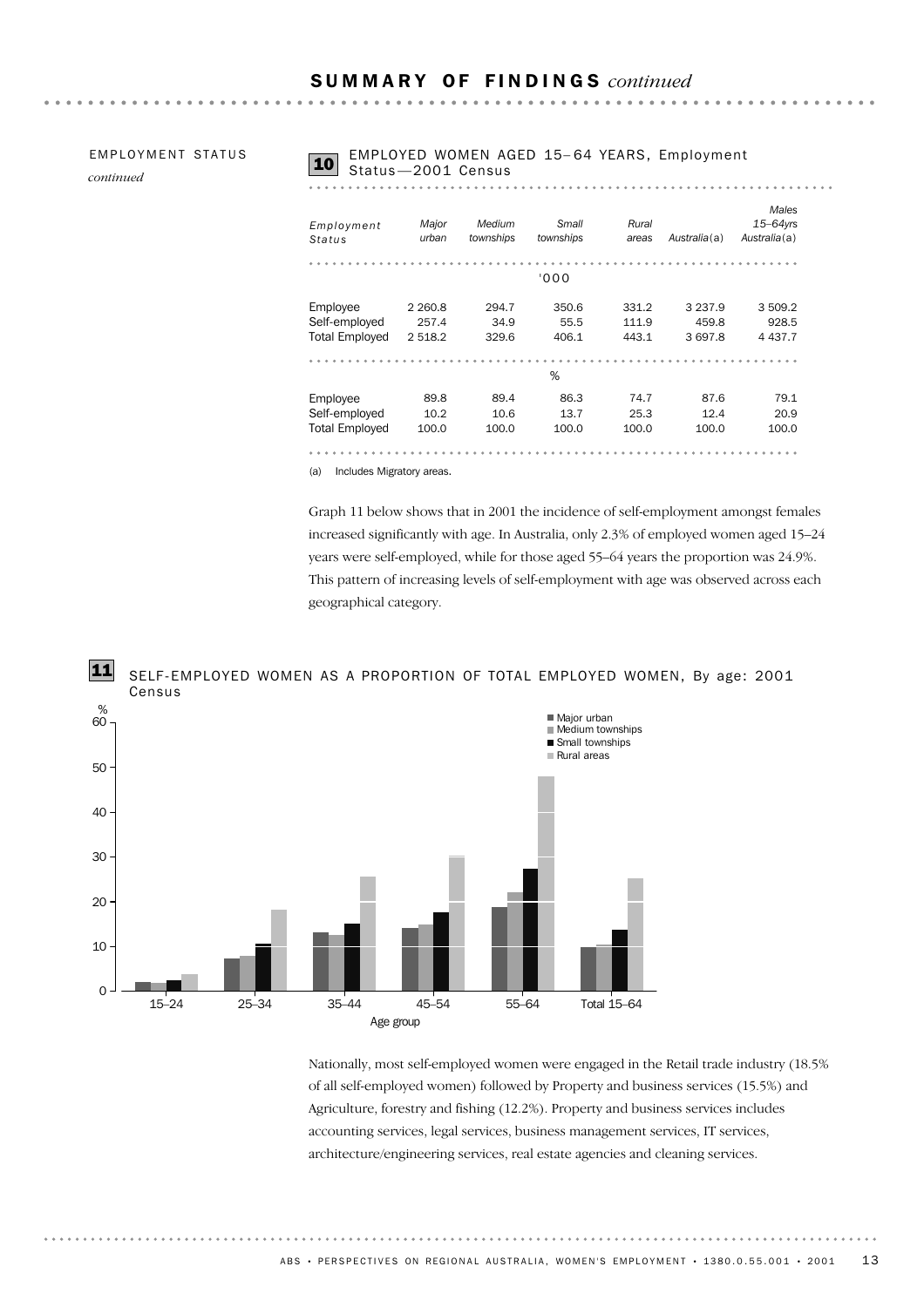## SUMMARY OF FINDINGS *continued*

EMPLOYMENT STATUS *continued*

**10** EMPLOYED WOMEN AGED 15–64 YEARS, Employment Status—2001 Census

| *Employment Status* | *Major urban* | *Medium townships* | *Small townships* | *Rural areas* | *Australia(a)* | *Males 15–64yrs Australia(a)* |
|---|---|---|---|---|---|---|
| | | | '000 | | | |
| Employee | 2 260.8 | 294.7 | 350.6 | 331.2 | 3 237.9 | 3 509.2 |
| Self-employed | 257.4 | 34.9 | 55.5 | 111.9 | 459.8 | 928.5 |
| Total Employed | 2 518.2 | 329.6 | 406.1 | 443.1 | 3 697.8 | 4 437.7 |
| | | | % | | | |
| Employee | 89.8 | 89.4 | 86.3 | 74.7 | 87.6 | 79.1 |
| Self-employed | 10.2 | 10.6 | 13.7 | 25.3 | 12.4 | 20.9 |
| Total Employed | 100.0 | 100.0 | 100.0 | 100.0 | 100.0 | 100.0 |

(a) Includes Migratory areas.

Graph 11 below shows that in 2001 the incidence of self-employment amongst females increased significantly with age. In Australia, only 2.3% of employed women aged 15–24 years were self-employed, while for those aged 55–64 years the proportion was 24.9%. This pattern of increasing levels of self-employment with age was observed across each geographical category.

**11** SELF-EMPLOYED WOMEN AS A PROPORTION OF TOTAL EMPLOYED WOMEN, By age: 2001 Census

Nationally, most self-employed women were engaged in the Retail trade industry (18.5% of all self-employed women) followed by Property and business services (15.5%) and Agriculture, forestry and fishing (12.2%). Property and business services includes accounting services, legal services, business management services, IT services, architecture/engineering services, real estate agencies and cleaning services.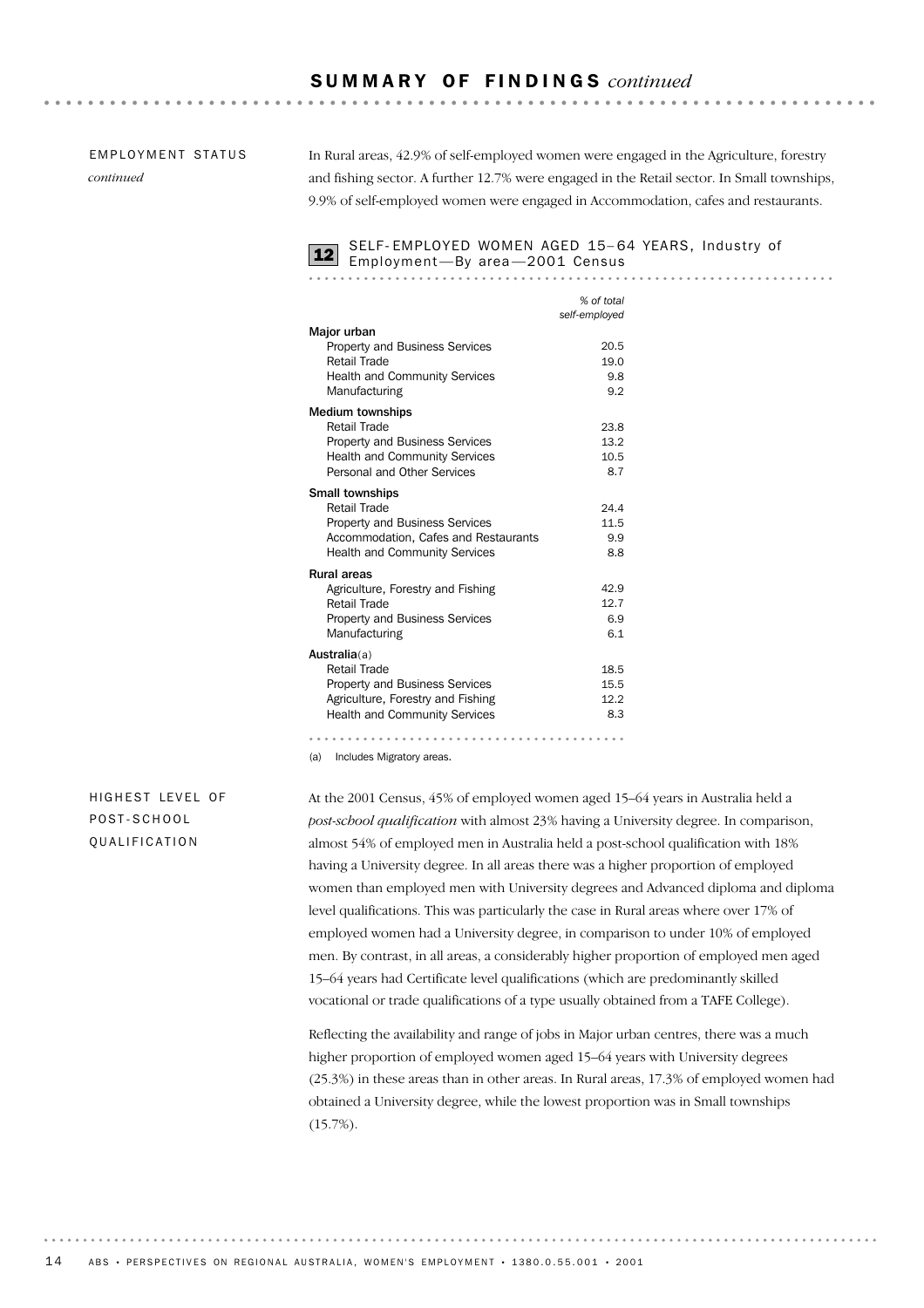## SUMMARY OF FINDINGS *continued*

EMPLOYMENT STATUS *continued*

In Rural areas, 42.9% of self-employed women were engaged in the Agriculture, forestry and fishing sector. A further 12.7% were engaged in the Retail sector. In Small townships, 9.9% of self-employed women were engaged in Accommodation, cafes and restaurants.

**12** SELF-EMPLOYED WOMEN AGED 15–64 YEARS, Industry of Employment—By area—2001 Census

| | *% of total self-employed* |
|---|---|
| **Major urban** | |
| Property and Business Services | 20.5 |
| Retail Trade | 19.0 |
| Health and Community Services | 9.8 |
| Manufacturing | 9.2 |
| **Medium townships** | |
| Retail Trade | 23.8 |
| Property and Business Services | 13.2 |
| Health and Community Services | 10.5 |
| Personal and Other Services | 8.7 |
| **Small townships** | |
| Retail Trade | 24.4 |
| Property and Business Services | 11.5 |
| Accommodation, Cafes and Restaurants | 9.9 |
| Health and Community Services | 8.8 |
| **Rural areas** | |
| Agriculture, Forestry and Fishing | 42.9 |
| Retail Trade | 12.7 |
| Property and Business Services | 6.9 |
| Manufacturing | 6.1 |
| **Australia**(a) | |
| Retail Trade | 18.5 |
| Property and Business Services | 15.5 |
| Agriculture, Forestry and Fishing | 12.2 |
| Health and Community Services | 8.3 |

(a) Includes Migratory areas.

HIGHEST LEVEL OF POST-SCHOOL QUALIFICATION

At the 2001 Census, 45% of employed women aged 15–64 years in Australia held a *post-school qualification* with almost 23% having a University degree. In comparison, almost 54% of employed men in Australia held a post-school qualification with 18% having a University degree. In all areas there was a higher proportion of employed women than employed men with University degrees and Advanced diploma and diploma level qualifications. This was particularly the case in Rural areas where over 17% of employed women had a University degree, in comparison to under 10% of employed men. By contrast, in all areas, a considerably higher proportion of employed men aged 15–64 years had Certificate level qualifications (which are predominantly skilled vocational or trade qualifications of a type usually obtained from a TAFE College).

Reflecting the availability and range of jobs in Major urban centres, there was a much higher proportion of employed women aged 15–64 years with University degrees (25.3%) in these areas than in other areas. In Rural areas, 17.3% of employed women had obtained a University degree, while the lowest proportion was in Small townships (15.7%).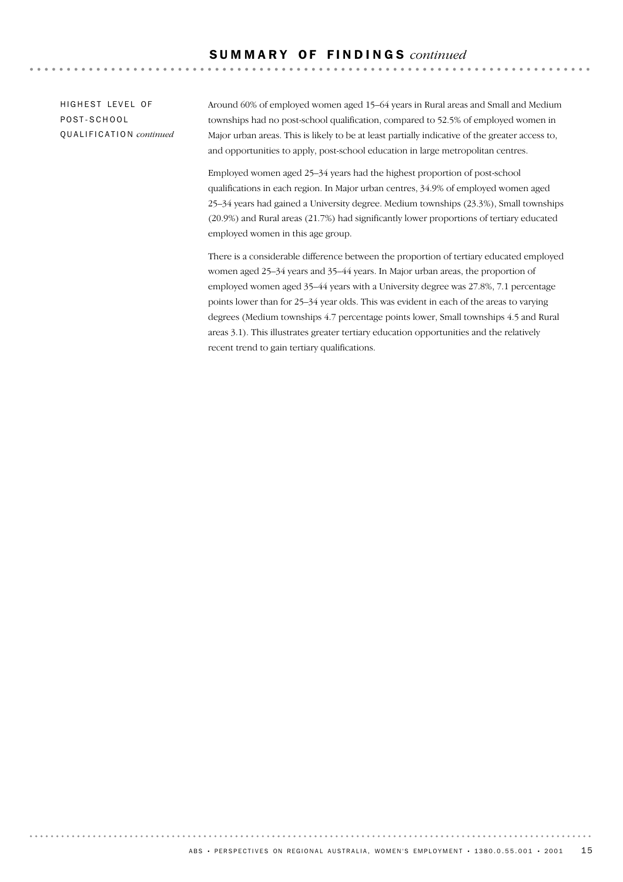## SUMMARY OF FINDINGS *continued*

### HIGHEST LEVEL OF POST-SCHOOL QUALIFICATION *continued*

Around 60% of employed women aged 15–64 years in Rural areas and Small and Medium townships had no post-school qualification, compared to 52.5% of employed women in Major urban areas. This is likely to be at least partially indicative of the greater access to, and opportunities to apply, post-school education in large metropolitan centres.

Employed women aged 25–34 years had the highest proportion of post-school qualifications in each region. In Major urban centres, 34.9% of employed women aged 25–34 years had gained a University degree. Medium townships (23.3%), Small townships (20.9%) and Rural areas (21.7%) had significantly lower proportions of tertiary educated employed women in this age group.

There is a considerable difference between the proportion of tertiary educated employed women aged 25–34 years and 35–44 years. In Major urban areas, the proportion of employed women aged 35–44 years with a University degree was 27.8%, 7.1 percentage points lower than for 25–34 year olds. This was evident in each of the areas to varying degrees (Medium townships 4.7 percentage points lower, Small townships 4.5 and Rural areas 3.1). This illustrates greater tertiary education opportunities and the relatively recent trend to gain tertiary qualifications.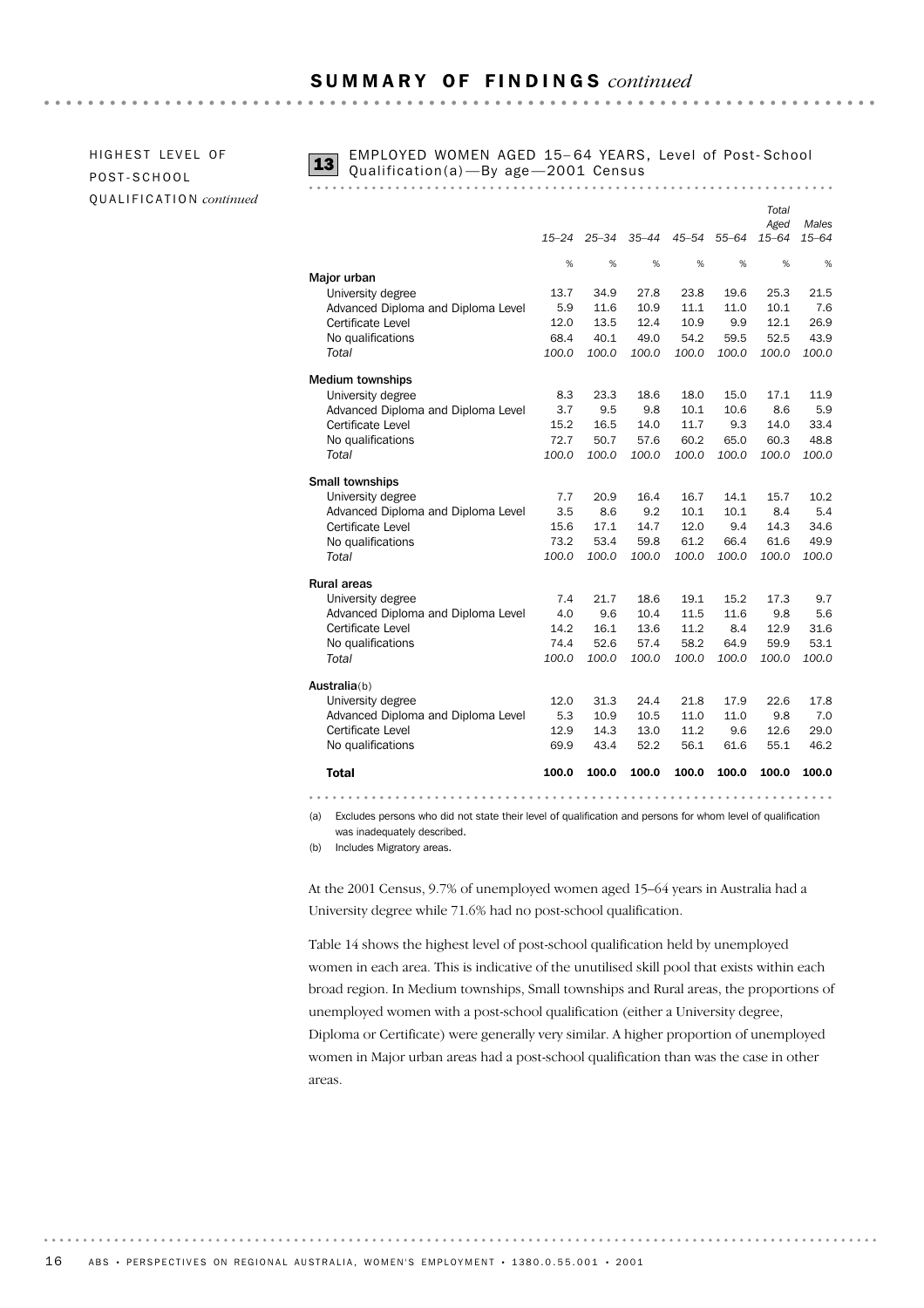## SUMMARY OF FINDINGS *continued*

HIGHEST LEVEL OF POST-SCHOOL QUALIFICATION *continued*

**13** EMPLOYED WOMEN AGED 15–64 YEARS, Level of Post-School Qualification(a)—By age—2001 Census

| | 15–24 | 25–34 | 35–44 | 45–54 | 55–64 | Total Aged 15–64 | Males 15–64 |
|---|---|---|---|---|---|---|---|
| | % | % | % | % | % | % | % |
| **Major urban** | | | | | | | |
| University degree | 13.7 | 34.9 | 27.8 | 23.8 | 19.6 | 25.3 | 21.5 |
| Advanced Diploma and Diploma Level | 5.9 | 11.6 | 10.9 | 11.1 | 11.0 | 10.1 | 7.6 |
| Certificate Level | 12.0 | 13.5 | 12.4 | 10.9 | 9.9 | 12.1 | 26.9 |
| No qualifications | 68.4 | 40.1 | 49.0 | 54.2 | 59.5 | 52.5 | 43.9 |
| *Total* | *100.0* | *100.0* | *100.0* | *100.0* | *100.0* | *100.0* | *100.0* |
| **Medium townships** | | | | | | | |
| University degree | 8.3 | 23.3 | 18.6 | 18.0 | 15.0 | 17.1 | 11.9 |
| Advanced Diploma and Diploma Level | 3.7 | 9.5 | 9.8 | 10.1 | 10.6 | 8.6 | 5.9 |
| Certificate Level | 15.2 | 16.5 | 14.0 | 11.7 | 9.3 | 14.0 | 33.4 |
| No qualifications | 72.7 | 50.7 | 57.6 | 60.2 | 65.0 | 60.3 | 48.8 |
| *Total* | *100.0* | *100.0* | *100.0* | *100.0* | *100.0* | *100.0* | *100.0* |
| **Small townships** | | | | | | | |
| University degree | 7.7 | 20.9 | 16.4 | 16.7 | 14.1 | 15.7 | 10.2 |
| Advanced Diploma and Diploma Level | 3.5 | 8.6 | 9.2 | 10.1 | 10.1 | 8.4 | 5.4 |
| Certificate Level | 15.6 | 17.1 | 14.7 | 12.0 | 9.4 | 14.3 | 34.6 |
| No qualifications | 73.2 | 53.4 | 59.8 | 61.2 | 66.4 | 61.6 | 49.9 |
| *Total* | *100.0* | *100.0* | *100.0* | *100.0* | *100.0* | *100.0* | *100.0* |
| **Rural areas** | | | | | | | |
| University degree | 7.4 | 21.7 | 18.6 | 19.1 | 15.2 | 17.3 | 9.7 |
| Advanced Diploma and Diploma Level | 4.0 | 9.6 | 10.4 | 11.5 | 11.6 | 9.8 | 5.6 |
| Certificate Level | 14.2 | 16.1 | 13.6 | 11.2 | 8.4 | 12.9 | 31.6 |
| No qualifications | 74.4 | 52.6 | 57.4 | 58.2 | 64.9 | 59.9 | 53.1 |
| *Total* | *100.0* | *100.0* | *100.0* | *100.0* | *100.0* | *100.0* | *100.0* |
| **Australia**(b) | | | | | | | |
| University degree | 12.0 | 31.3 | 24.4 | 21.8 | 17.9 | 22.6 | 17.8 |
| Advanced Diploma and Diploma Level | 5.3 | 10.9 | 10.5 | 11.0 | 11.0 | 9.8 | 7.0 |
| Certificate Level | 12.9 | 14.3 | 13.0 | 11.2 | 9.6 | 12.6 | 29.0 |
| No qualifications | 69.9 | 43.4 | 52.2 | 56.1 | 61.6 | 55.1 | 46.2 |
| **Total** | **100.0** | **100.0** | **100.0** | **100.0** | **100.0** | **100.0** | **100.0** |

(a) Excludes persons who did not state their level of qualification and persons for whom level of qualification was inadequately described.
(b) Includes Migratory areas.

At the 2001 Census, 9.7% of unemployed women aged 15–64 years in Australia had a University degree while 71.6% had no post-school qualification.

Table 14 shows the highest level of post-school qualification held by unemployed women in each area. This is indicative of the unutilised skill pool that exists within each broad region. In Medium townships, Small townships and Rural areas, the proportions of unemployed women with a post-school qualification (either a University degree, Diploma or Certificate) were generally very similar. A higher proportion of unemployed women in Major urban areas had a post-school qualification than was the case in other areas.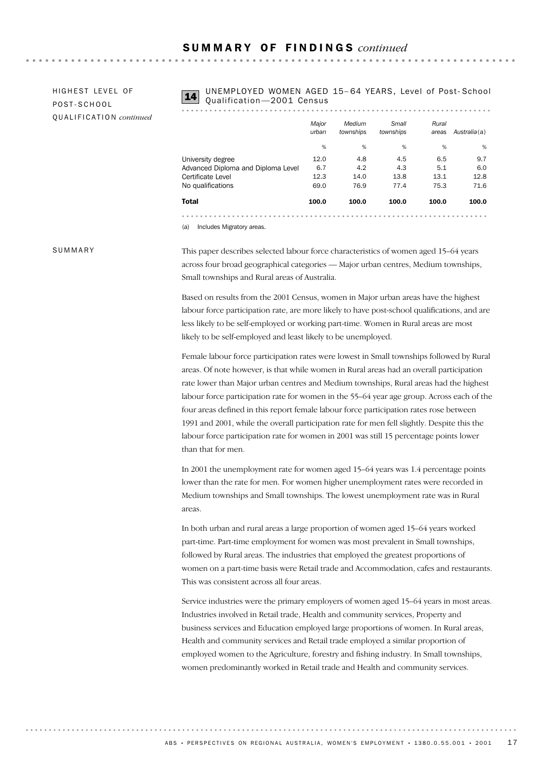## HIGHEST LEVEL OF POST-SCHOOL QUALIFICATION *continued*

**14** UNEMPLOYED WOMEN AGED 15–64 YEARS, Level of Post-School Qualification—2001 Census

| | *Major urban* | *Medium townships* | *Small townships* | *Rural areas* | *Australia*(a) |
|---|---|---|---|---|---|
| | % | % | % | % | % |
| University degree | 12.0 | 4.8 | 4.5 | 6.5 | 9.7 |
| Advanced Diploma and Diploma Level | 6.7 | 4.2 | 4.3 | 5.1 | 6.0 |
| Certificate Level | 12.3 | 14.0 | 13.8 | 13.1 | 12.8 |
| No qualifications | 69.0 | 76.9 | 77.4 | 75.3 | 71.6 |
| **Total** | **100.0** | **100.0** | **100.0** | **100.0** | **100.0** |

(a) Includes Migratory areas.

## SUMMARY

This paper describes selected labour force characteristics of women aged 15–64 years across four broad geographical categories — Major urban centres, Medium townships, Small townships and Rural areas of Australia.

Based on results from the 2001 Census, women in Major urban areas have the highest labour force participation rate, are more likely to have post-school qualifications, and are less likely to be self-employed or working part-time. Women in Rural areas are most likely to be self-employed and least likely to be unemployed.

Female labour force participation rates were lowest in Small townships followed by Rural areas. Of note however, is that while women in Rural areas had an overall participation rate lower than Major urban centres and Medium townships, Rural areas had the highest labour force participation rate for women in the 55–64 year age group. Across each of the four areas defined in this report female labour force participation rates rose between 1991 and 2001, while the overall participation rate for men fell slightly. Despite this the labour force participation rate for women in 2001 was still 15 percentage points lower than that for men.

In 2001 the unemployment rate for women aged 15–64 years was 1.4 percentage points lower than the rate for men. For women higher unemployment rates were recorded in Medium townships and Small townships. The lowest unemployment rate was in Rural areas.

In both urban and rural areas a large proportion of women aged 15–64 years worked part-time. Part-time employment for women was most prevalent in Small townships, followed by Rural areas. The industries that employed the greatest proportions of women on a part-time basis were Retail trade and Accommodation, cafes and restaurants. This was consistent across all four areas.

Service industries were the primary employers of women aged 15–64 years in most areas. Industries involved in Retail trade, Health and community services, Property and business services and Education employed large proportions of women. In Rural areas, Health and community services and Retail trade employed a similar proportion of employed women to the Agriculture, forestry and fishing industry. In Small townships, women predominantly worked in Retail trade and Health and community services.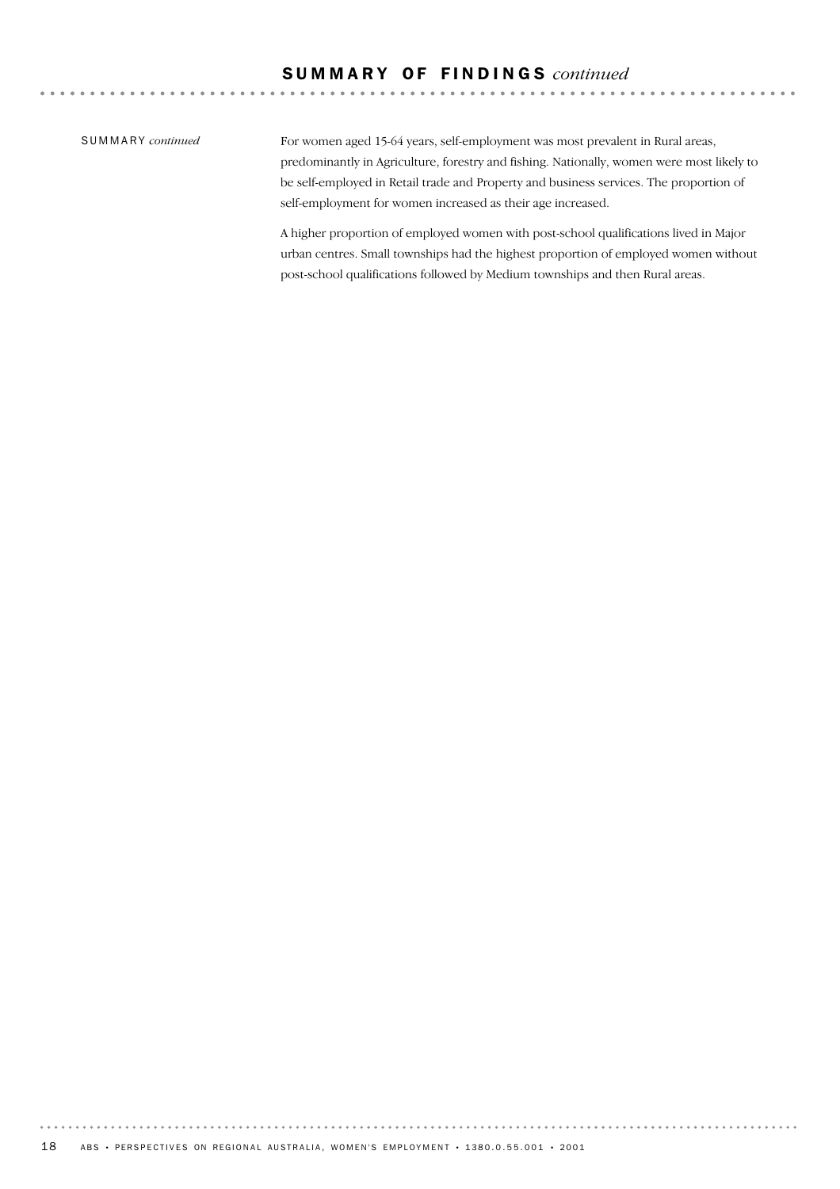## SUMMARY OF FINDINGS *continued*

SUMMARY *continued*

For women aged 15-64 years, self-employment was most prevalent in Rural areas, predominantly in Agriculture, forestry and fishing. Nationally, women were most likely to be self-employed in Retail trade and Property and business services. The proportion of self-employment for women increased as their age increased.

A higher proportion of employed women with post-school qualifications lived in Major urban centres. Small townships had the highest proportion of employed women without post-school qualifications followed by Medium townships and then Rural areas.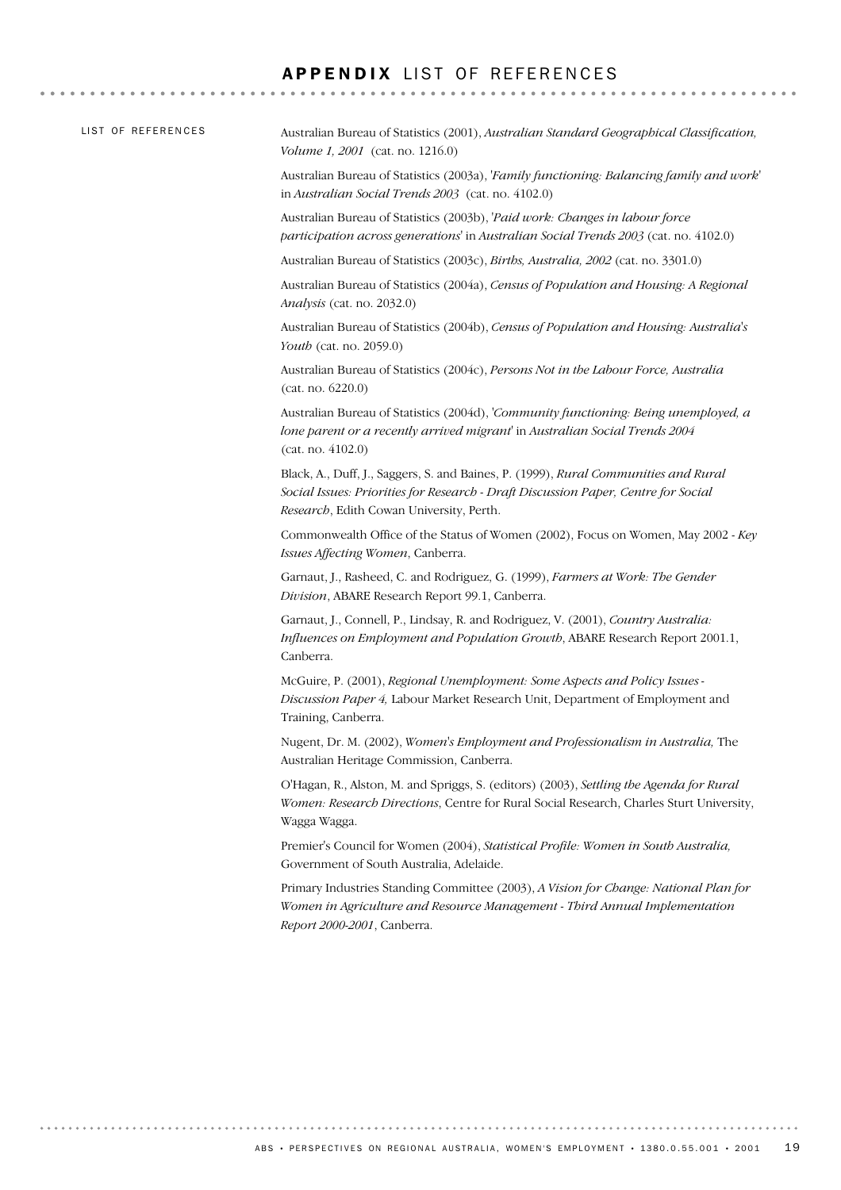# APPENDIX LIST OF REFERENCES

LIST OF REFERENCES

Australian Bureau of Statistics (2001), *Australian Standard Geographical Classification, Volume 1, 2001* (cat. no. 1216.0)

Australian Bureau of Statistics (2003a), '*Family functioning: Balancing family and work*' in *Australian Social Trends 2003* (cat. no. 4102.0)

Australian Bureau of Statistics (2003b), '*Paid work: Changes in labour force participation across generations*' in *Australian Social Trends 2003* (cat. no. 4102.0)

Australian Bureau of Statistics (2003c), *Births, Australia, 2002* (cat. no. 3301.0)

Australian Bureau of Statistics (2004a), *Census of Population and Housing: A Regional Analysis* (cat. no. 2032.0)

Australian Bureau of Statistics (2004b), *Census of Population and Housing: Australia's Youth* (cat. no. 2059.0)

Australian Bureau of Statistics (2004c), *Persons Not in the Labour Force, Australia* (cat. no. 6220.0)

Australian Bureau of Statistics (2004d), '*Community functioning: Being unemployed, a lone parent or a recently arrived migrant*' in *Australian Social Trends 2004* (cat. no. 4102.0)

Black, A., Duff, J., Saggers, S. and Baines, P. (1999), *Rural Communities and Rural Social Issues: Priorities for Research - Draft Discussion Paper, Centre for Social Research*, Edith Cowan University, Perth.

Commonwealth Office of the Status of Women (2002), Focus on Women, May 2002 - *Key Issues Affecting Women*, Canberra.

Garnaut, J., Rasheed, C. and Rodriguez, G. (1999), *Farmers at Work: The Gender Division*, ABARE Research Report 99.1, Canberra.

Garnaut, J., Connell, P., Lindsay, R. and Rodriguez, V. (2001), *Country Australia: Influences on Employment and Population Growth*, ABARE Research Report 2001.1, Canberra.

McGuire, P. (2001), *Regional Unemployment: Some Aspects and Policy Issues - Discussion Paper 4,* Labour Market Research Unit, Department of Employment and Training, Canberra.

Nugent, Dr. M. (2002), *Women's Employment and Professionalism in Australia,* The Australian Heritage Commission, Canberra.

O'Hagan, R., Alston, M. and Spriggs, S. (editors) (2003), *Settling the Agenda for Rural Women: Research Directions*, Centre for Rural Social Research, Charles Sturt University, Wagga Wagga.

Premier's Council for Women (2004), *Statistical Profile: Women in South Australia,* Government of South Australia, Adelaide.

Primary Industries Standing Committee (2003), *A Vision for Change: National Plan for Women in Agriculture and Resource Management - Third Annual Implementation Report 2000-2001*, Canberra.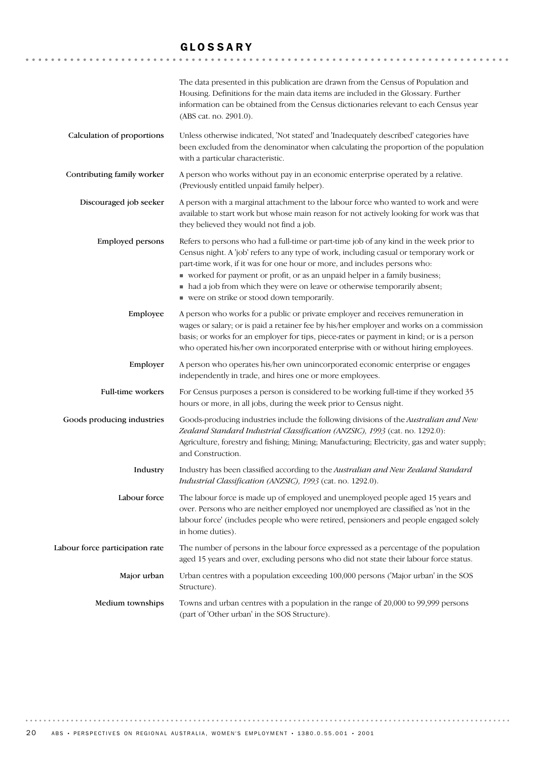# GLOSSARY

The data presented in this publication are drawn from the Census of Population and Housing. Definitions for the main data items are included in the Glossary. Further information can be obtained from the Census dictionaries relevant to each Census year (ABS cat. no. 2901.0).

**Calculation of proportions**
Unless otherwise indicated, 'Not stated' and 'Inadequately described' categories have been excluded from the denominator when calculating the proportion of the population with a particular characteristic.

**Contributing family worker**
A person who works without pay in an economic enterprise operated by a relative. (Previously entitled unpaid family helper).

**Discouraged job seeker**
A person with a marginal attachment to the labour force who wanted to work and were available to start work but whose main reason for not actively looking for work was that they believed they would not find a job.

**Employed persons**
Refers to persons who had a full-time or part-time job of any kind in the week prior to Census night. A 'job' refers to any type of work, including casual or temporary work or part-time work, if it was for one hour or more, and includes persons who:

- worked for payment or profit, or as an unpaid helper in a family business;
- had a job from which they were on leave or otherwise temporarily absent;
- were on strike or stood down temporarily.

**Employee**
A person who works for a public or private employer and receives remuneration in wages or salary; or is paid a retainer fee by his/her employer and works on a commission basis; or works for an employer for tips, piece-rates or payment in kind; or is a person who operated his/her own incorporated enterprise with or without hiring employees.

**Employer**
A person who operates his/her own unincorporated economic enterprise or engages independently in trade, and hires one or more employees.

**Full-time workers**
For Census purposes a person is considered to be working full-time if they worked 35 hours or more, in all jobs, during the week prior to Census night.

**Goods producing industries**
Goods-producing industries include the following divisions of the *Australian and New Zealand Standard Industrial Classification (ANZSIC), 1993* (cat. no. 1292.0): Agriculture, forestry and fishing; Mining; Manufacturing; Electricity, gas and water supply; and Construction.

**Industry**
Industry has been classified according to the *Australian and New Zealand Standard Industrial Classification (ANZSIC), 1993* (cat. no. 1292.0).

**Labour force**
The labour force is made up of employed and unemployed people aged 15 years and over. Persons who are neither employed nor unemployed are classified as 'not in the labour force' (includes people who were retired, pensioners and people engaged solely in home duties).

**Labour force participation rate**
The number of persons in the labour force expressed as a percentage of the population aged 15 years and over, excluding persons who did not state their labour force status.

**Major urban**
Urban centres with a population exceeding 100,000 persons ('Major urban' in the SOS Structure).

**Medium townships**
Towns and urban centres with a population in the range of 20,000 to 99,999 persons (part of 'Other urban' in the SOS Structure).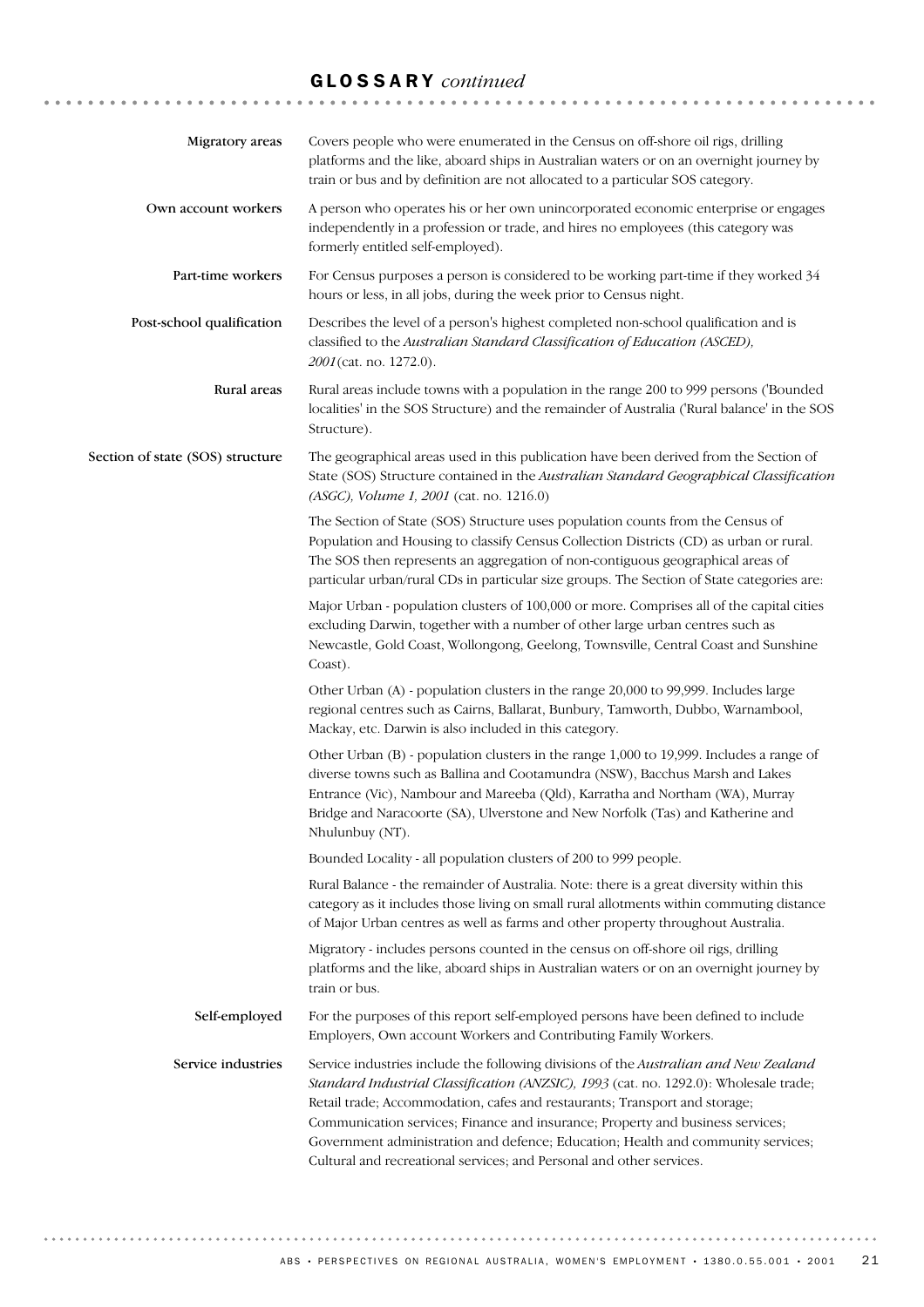## GLOSSARY *continued*

**Migratory areas**
Covers people who were enumerated in the Census on off-shore oil rigs, drilling platforms and the like, aboard ships in Australian waters or on an overnight journey by train or bus and by definition are not allocated to a particular SOS category.

**Own account workers**
A person who operates his or her own unincorporated economic enterprise or engages independently in a profession or trade, and hires no employees (this category was formerly entitled self-employed).

**Part-time workers**
For Census purposes a person is considered to be working part-time if they worked 34 hours or less, in all jobs, during the week prior to Census night.

**Post-school qualification**
Describes the level of a person's highest completed non-school qualification and is classified to the *Australian Standard Classification of Education (ASCED), 2001* (cat. no. 1272.0).

**Rural areas**
Rural areas include towns with a population in the range 200 to 999 persons ('Bounded localities' in the SOS Structure) and the remainder of Australia ('Rural balance' in the SOS Structure).

**Section of state (SOS) structure**
The geographical areas used in this publication have been derived from the Section of State (SOS) Structure contained in the *Australian Standard Geographical Classification (ASGC), Volume 1, 2001* (cat. no. 1216.0)

The Section of State (SOS) Structure uses population counts from the Census of Population and Housing to classify Census Collection Districts (CD) as urban or rural. The SOS then represents an aggregation of non-contiguous geographical areas of particular urban/rural CDs in particular size groups. The Section of State categories are:

Major Urban - population clusters of 100,000 or more. Comprises all of the capital cities excluding Darwin, together with a number of other large urban centres such as Newcastle, Gold Coast, Wollongong, Geelong, Townsville, Central Coast and Sunshine Coast).

Other Urban (A) - population clusters in the range 20,000 to 99,999. Includes large regional centres such as Cairns, Ballarat, Bunbury, Tamworth, Dubbo, Warnambool, Mackay, etc. Darwin is also included in this category.

Other Urban (B) - population clusters in the range 1,000 to 19,999. Includes a range of diverse towns such as Ballina and Cootamundra (NSW), Bacchus Marsh and Lakes Entrance (Vic), Nambour and Mareeba (Qld), Karratha and Northam (WA), Murray Bridge and Naracoorte (SA), Ulverstone and New Norfolk (Tas) and Katherine and Nhulunbuy (NT).

Bounded Locality - all population clusters of 200 to 999 people.

Rural Balance - the remainder of Australia. Note: there is a great diversity within this category as it includes those living on small rural allotments within commuting distance of Major Urban centres as well as farms and other property throughout Australia.

Migratory - includes persons counted in the census on off-shore oil rigs, drilling platforms and the like, aboard ships in Australian waters or on an overnight journey by train or bus.

**Self-employed**
For the purposes of this report self-employed persons have been defined to include Employers, Own account Workers and Contributing Family Workers.

**Service industries**
Service industries include the following divisions of the *Australian and New Zealand Standard Industrial Classification (ANZSIC), 1993* (cat. no. 1292.0): Wholesale trade; Retail trade; Accommodation, cafes and restaurants; Transport and storage; Communication services; Finance and insurance; Property and business services; Government administration and defence; Education; Health and community services; Cultural and recreational services; and Personal and other services.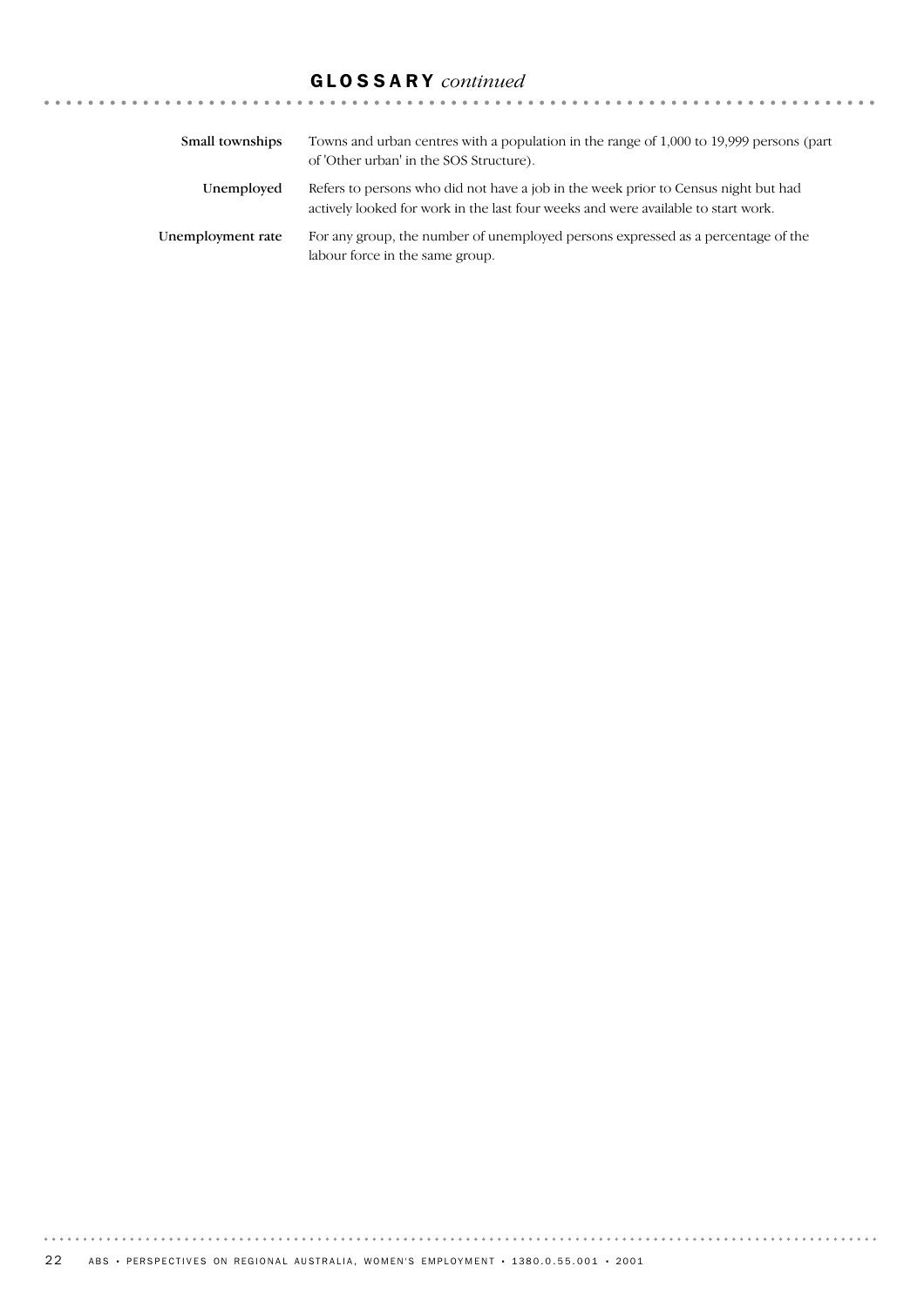## GLOSSARY *continued*

**Small townships** Towns and urban centres with a population in the range of 1,000 to 19,999 persons (part of 'Other urban' in the SOS Structure).

**Unemployed** Refers to persons who did not have a job in the week prior to Census night but had actively looked for work in the last four weeks and were available to start work.

**Unemployment rate** For any group, the number of unemployed persons expressed as a percentage of the labour force in the same group.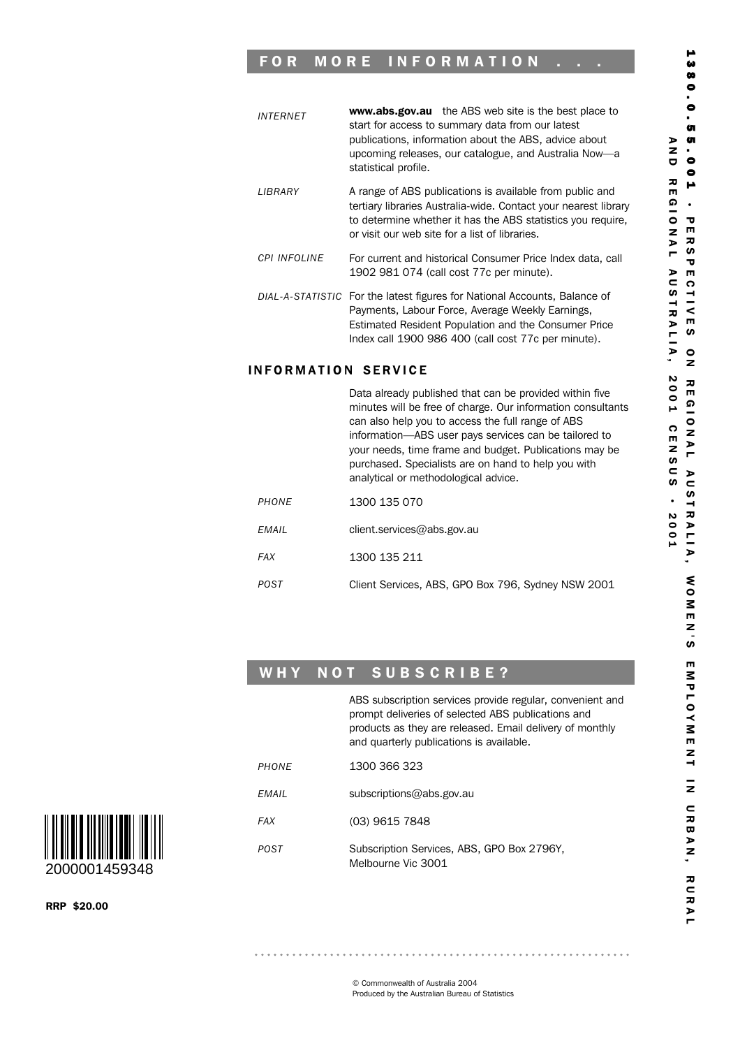## FOR MORE INFORMATION . . .

| | |
|---|---|
| *INTERNET* | **www.abs.gov.au** the ABS web site is the best place to start for access to summary data from our latest publications, information about the ABS, advice about upcoming releases, our catalogue, and Australia Now—a statistical profile. |
| *LIBRARY* | A range of ABS publications is available from public and tertiary libraries Australia-wide. Contact your nearest library to determine whether it has the ABS statistics you require, or visit our web site for a list of libraries. |
| *CPI INFOLINE* | For current and historical Consumer Price Index data, call 1902 981 074 (call cost 77c per minute). |
| *DIAL-A-STATISTIC* | For the latest figures for National Accounts, Balance of Payments, Labour Force, Average Weekly Earnings, Estimated Resident Population and the Consumer Price Index call 1900 986 400 (call cost 77c per minute). |

### INFORMATION SERVICE

Data already published that can be provided within five minutes will be free of charge. Our information consultants can also help you to access the full range of ABS information—ABS user pays services can be tailored to your needs, time frame and budget. Publications may be purchased. Specialists are on hand to help you with analytical or methodological advice.

| | |
|---|---|
| *PHONE* | 1300 135 070 |
| *EMAIL* | client.services@abs.gov.au |
| *FAX* | 1300 135 211 |
| *POST* | Client Services, ABS, GPO Box 796, Sydney NSW 2001 |

## WHY NOT SUBSCRIBE?

ABS subscription services provide regular, convenient and prompt deliveries of selected ABS publications and products as they are released. Email delivery of monthly and quarterly publications is available.

| | |
|---|---|
| *PHONE* | 1300 366 323 |
| *EMAIL* | subscriptions@abs.gov.au |
| *FAX* | (03) 9615 7848 |
| *POST* | Subscription Services, ABS, GPO Box 2796Y, Melbourne Vic 3001 |

2000001459348

**RRP $20.00**

© Commonwealth of Australia 2004
Produced by the Australian Bureau of Statistics